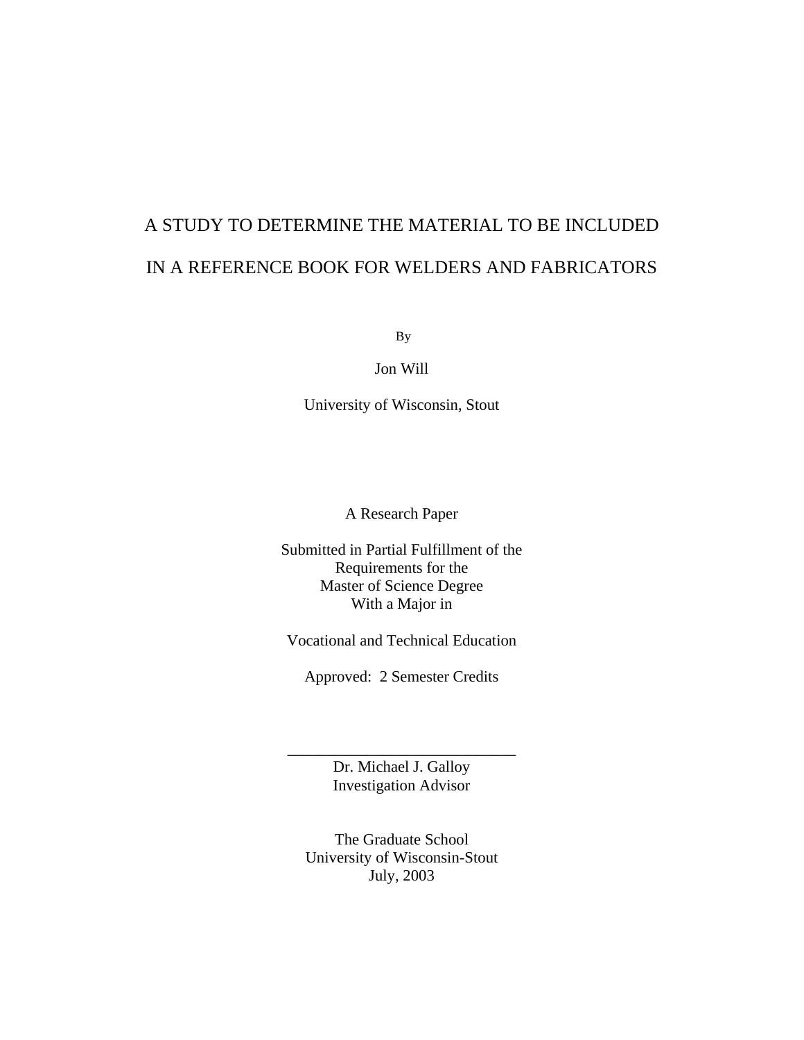# A STUDY TO DETERMINE THE MATERIAL TO BE INCLUDED IN A REFERENCE BOOK FOR WELDERS AND FABRICATORS

By

Jon Will

University of Wisconsin, Stout

A Research Paper

Submitted in Partial Fulfillment of the
Requirements for the
Master of Science Degree
With a Major in

Vocational and Technical Education

Approved: 2 Semester Credits

\_\_\_\_\_\_\_\_\_\_\_\_\_\_\_\_\_\_\_\_\_\_\_\_\_\_\_\_\_\_

Dr. Michael J. Galloy
Investigation Advisor

The Graduate School
University of Wisconsin-Stout
July, 2003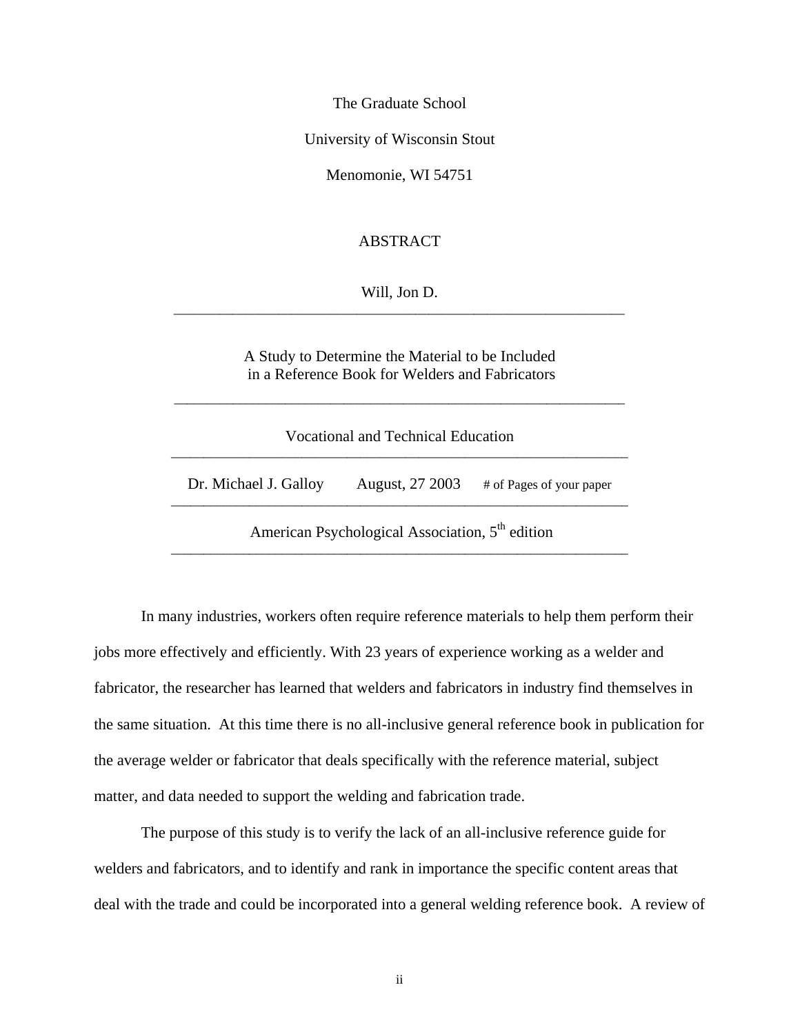The Graduate School

University of Wisconsin Stout

Menomonie, WI 54751

# ABSTRACT

Will, Jon D.

---

A Study to Determine the Material to be Included in a Reference Book for Welders and Fabricators

---

Vocational and Technical Education

---

Dr. Michael J. Galloy  August, 27 2003  # of Pages of your paper

---

American Psychological Association, 5th edition

---

In many industries, workers often require reference materials to help them perform their jobs more effectively and efficiently. With 23 years of experience working as a welder and fabricator, the researcher has learned that welders and fabricators in industry find themselves in the same situation. At this time there is no all-inclusive general reference book in publication for the average welder or fabricator that deals specifically with the reference material, subject matter, and data needed to support the welding and fabrication trade.

The purpose of this study is to verify the lack of an all-inclusive reference guide for welders and fabricators, and to identify and rank in importance the specific content areas that deal with the trade and could be incorporated into a general welding reference book. A review of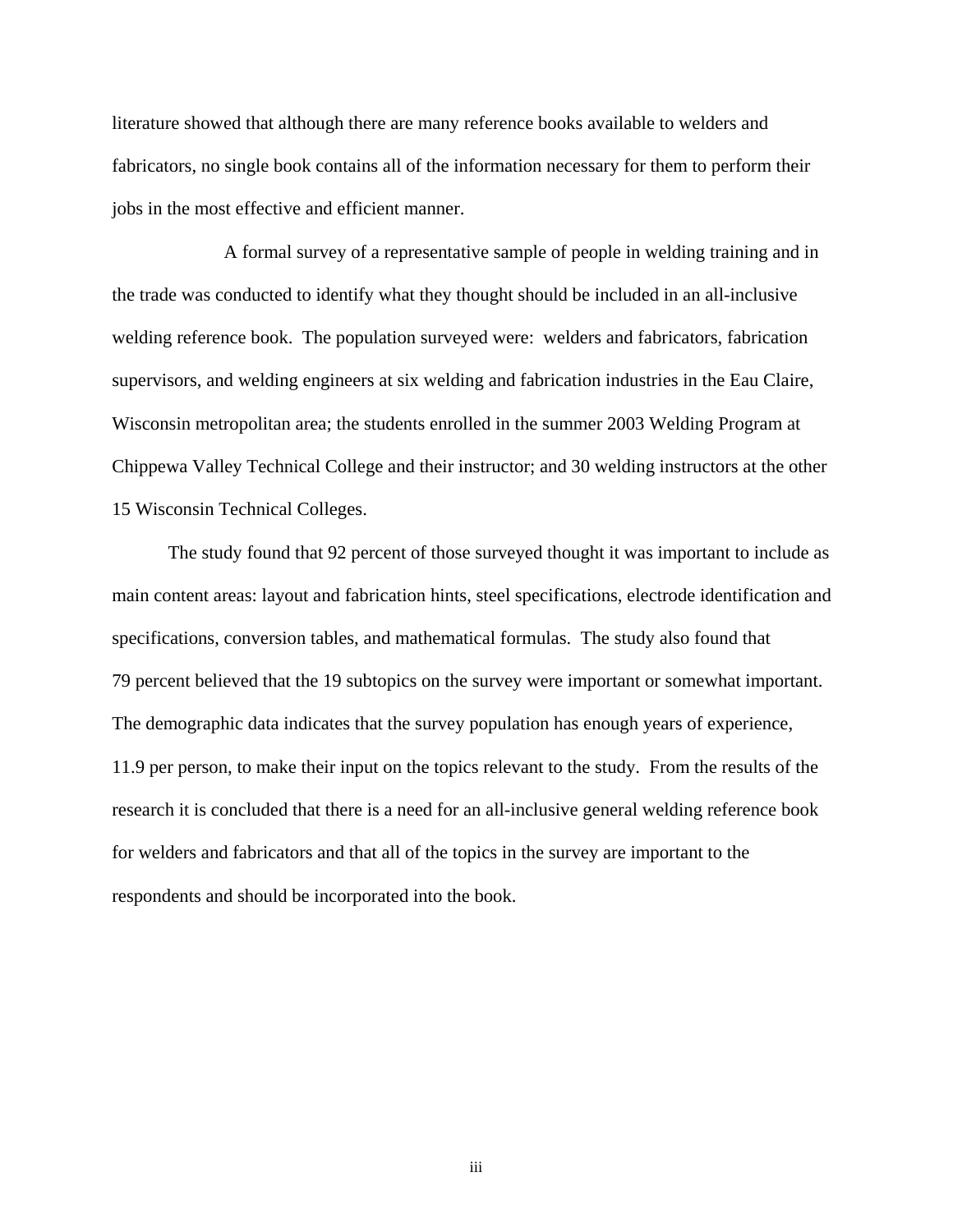literature showed that although there are many reference books available to welders and fabricators, no single book contains all of the information necessary for them to perform their jobs in the most effective and efficient manner.

A formal survey of a representative sample of people in welding training and in the trade was conducted to identify what they thought should be included in an all-inclusive welding reference book. The population surveyed were: welders and fabricators, fabrication supervisors, and welding engineers at six welding and fabrication industries in the Eau Claire, Wisconsin metropolitan area; the students enrolled in the summer 2003 Welding Program at Chippewa Valley Technical College and their instructor; and 30 welding instructors at the other 15 Wisconsin Technical Colleges.

The study found that 92 percent of those surveyed thought it was important to include as main content areas: layout and fabrication hints, steel specifications, electrode identification and specifications, conversion tables, and mathematical formulas. The study also found that 79 percent believed that the 19 subtopics on the survey were important or somewhat important. The demographic data indicates that the survey population has enough years of experience, 11.9 per person, to make their input on the topics relevant to the study. From the results of the research it is concluded that there is a need for an all-inclusive general welding reference book for welders and fabricators and that all of the topics in the survey are important to the respondents and should be incorporated into the book.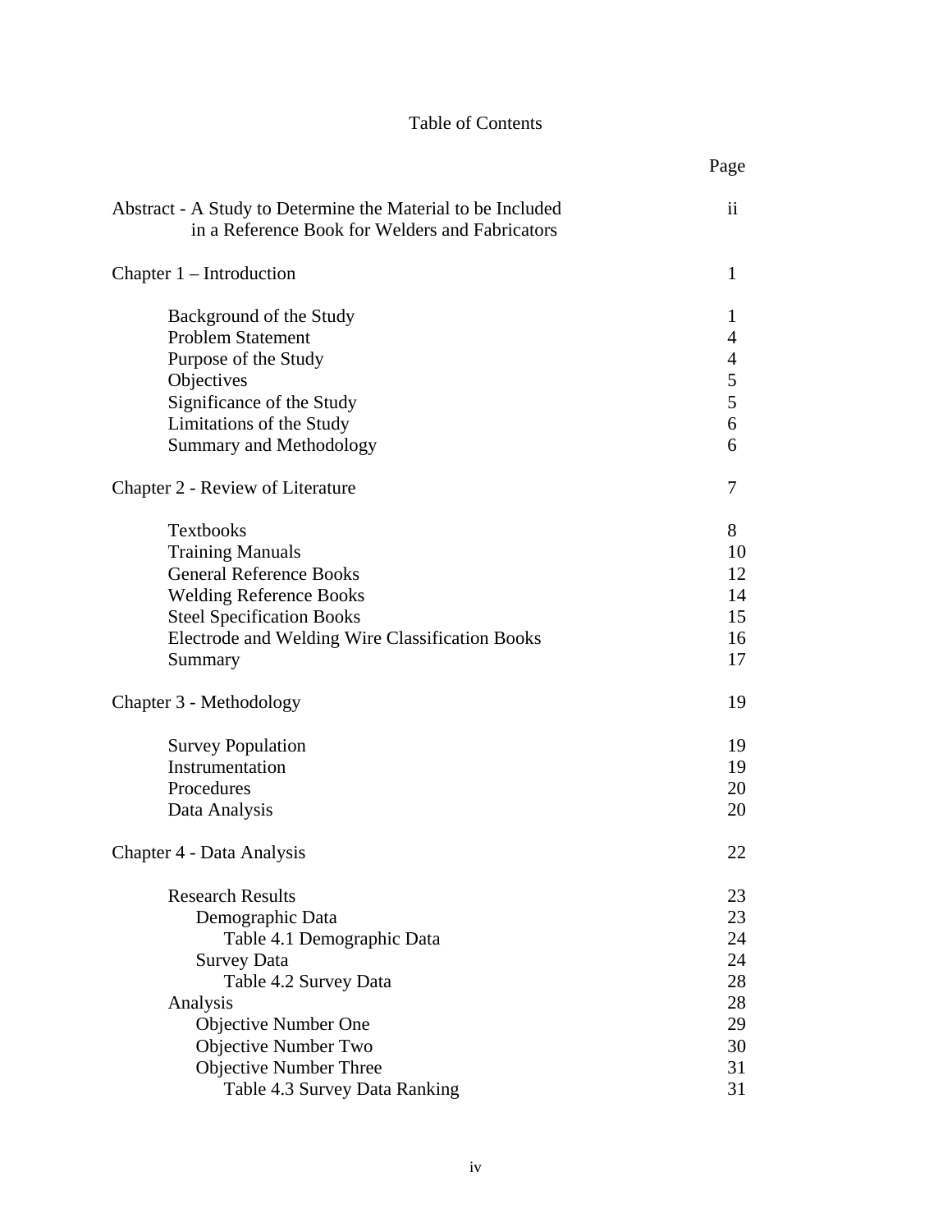# Table of Contents

| | Page |
|---|---|
| Abstract - A Study to Determine the Material to be Included in a Reference Book for Welders and Fabricators | ii |
| Chapter 1 – Introduction | 1 |
| Background of the Study | 1 |
| Problem Statement | 4 |
| Purpose of the Study | 4 |
| Objectives | 5 |
| Significance of the Study | 5 |
| Limitations of the Study | 6 |
| Summary and Methodology | 6 |
| Chapter 2 - Review of Literature | 7 |
| Textbooks | 8 |
| Training Manuals | 10 |
| General Reference Books | 12 |
| Welding Reference Books | 14 |
| Steel Specification Books | 15 |
| Electrode and Welding Wire Classification Books | 16 |
| Summary | 17 |
| Chapter 3 - Methodology | 19 |
| Survey Population | 19 |
| Instrumentation | 19 |
| Procedures | 20 |
| Data Analysis | 20 |
| Chapter 4 - Data Analysis | 22 |
| Research Results | 23 |
| Demographic Data | 23 |
| Table 4.1 Demographic Data | 24 |
| Survey Data | 24 |
| Table 4.2 Survey Data | 28 |
| Analysis | 28 |
| Objective Number One | 29 |
| Objective Number Two | 30 |
| Objective Number Three | 31 |
| Table 4.3 Survey Data Ranking | 31 |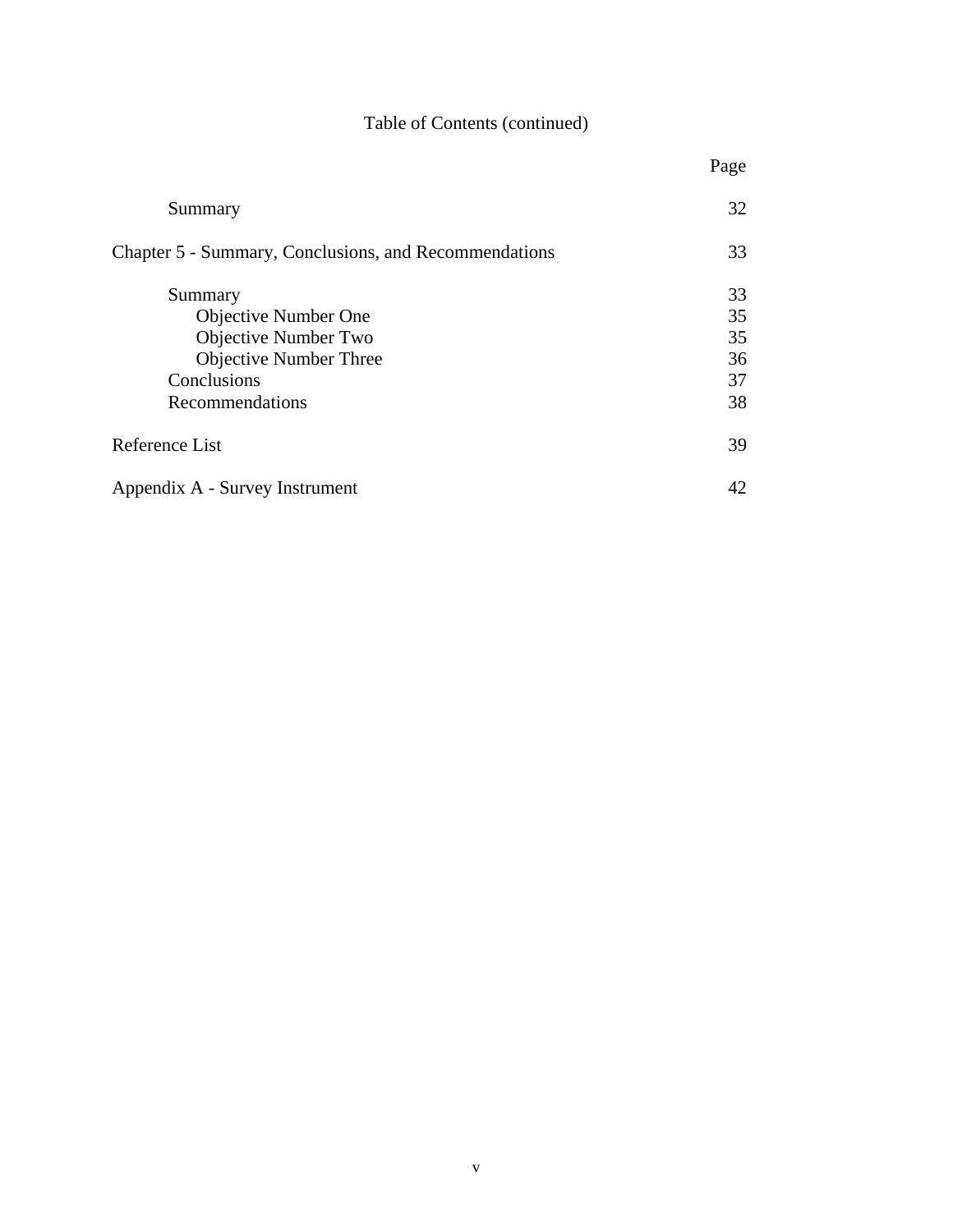Table of Contents (continued)

| | Page |
|---|---|
| Summary | 32 |
| Chapter 5 - Summary, Conclusions, and Recommendations | 33 |
| Summary | 33 |
| Objective Number One | 35 |
| Objective Number Two | 35 |
| Objective Number Three | 36 |
| Conclusions | 37 |
| Recommendations | 38 |
| Reference List | 39 |
| Appendix A - Survey Instrument | 42 |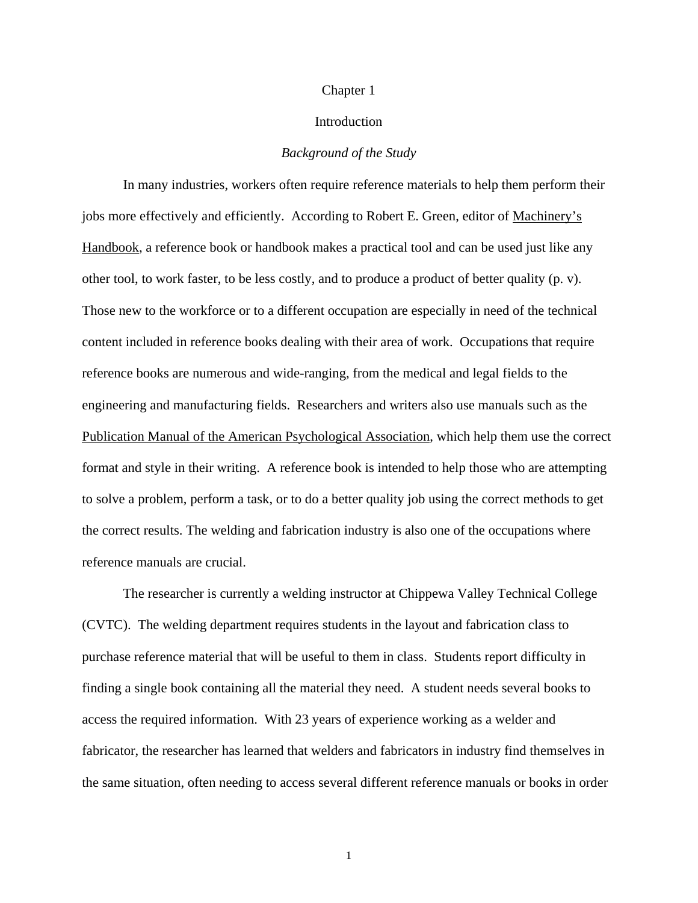# Chapter 1

# Introduction

## *Background of the Study*

In many industries, workers often require reference materials to help them perform their jobs more effectively and efficiently. According to Robert E. Green, editor of Machinery's Handbook, a reference book or handbook makes a practical tool and can be used just like any other tool, to work faster, to be less costly, and to produce a product of better quality (p. v). Those new to the workforce or to a different occupation are especially in need of the technical content included in reference books dealing with their area of work. Occupations that require reference books are numerous and wide-ranging, from the medical and legal fields to the engineering and manufacturing fields. Researchers and writers also use manuals such as the Publication Manual of the American Psychological Association, which help them use the correct format and style in their writing. A reference book is intended to help those who are attempting to solve a problem, perform a task, or to do a better quality job using the correct methods to get the correct results. The welding and fabrication industry is also one of the occupations where reference manuals are crucial.

The researcher is currently a welding instructor at Chippewa Valley Technical College (CVTC). The welding department requires students in the layout and fabrication class to purchase reference material that will be useful to them in class. Students report difficulty in finding a single book containing all the material they need. A student needs several books to access the required information. With 23 years of experience working as a welder and fabricator, the researcher has learned that welders and fabricators in industry find themselves in the same situation, often needing to access several different reference manuals or books in order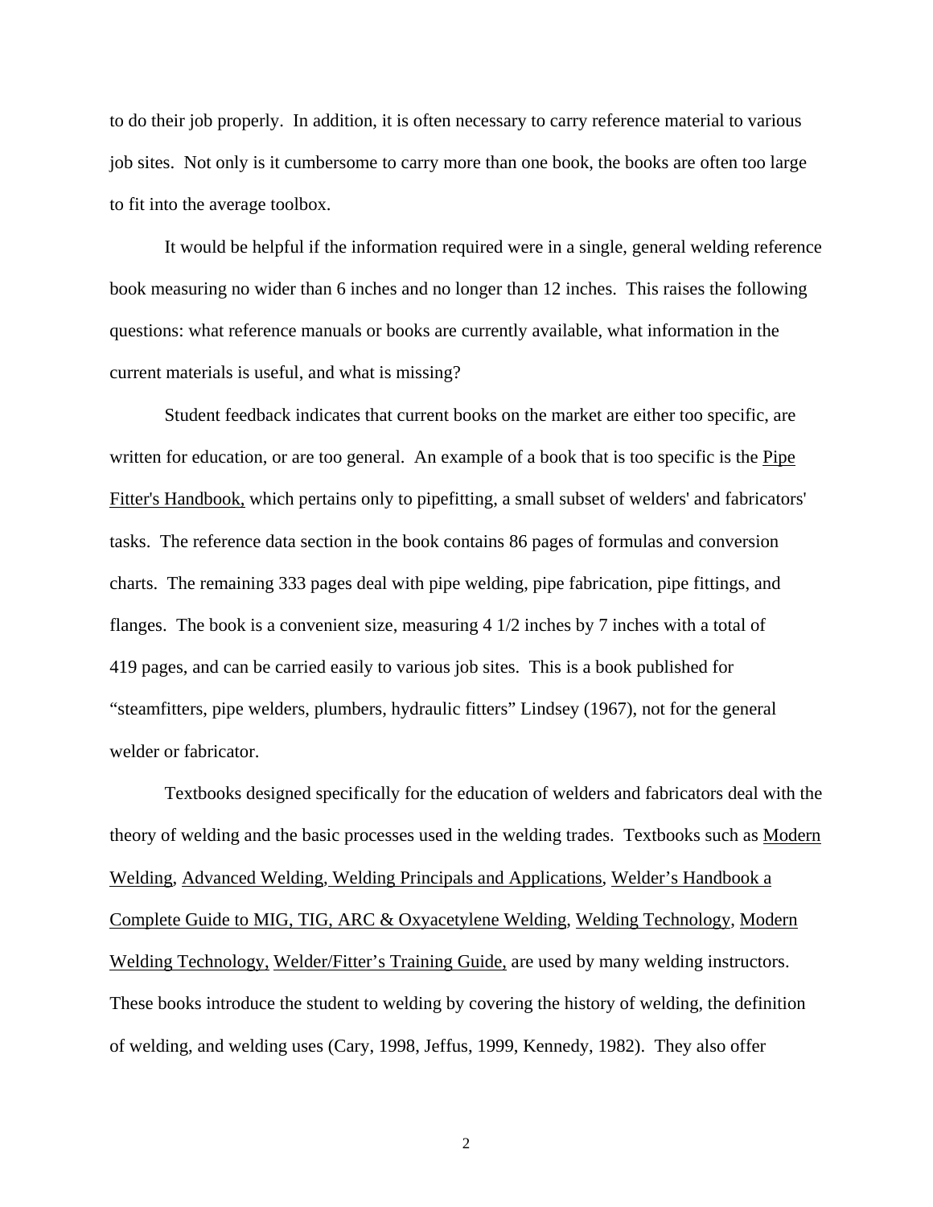to do their job properly. In addition, it is often necessary to carry reference material to various job sites. Not only is it cumbersome to carry more than one book, the books are often too large to fit into the average toolbox.

It would be helpful if the information required were in a single, general welding reference book measuring no wider than 6 inches and no longer than 12 inches. This raises the following questions: what reference manuals or books are currently available, what information in the current materials is useful, and what is missing?

Student feedback indicates that current books on the market are either too specific, are written for education, or are too general. An example of a book that is too specific is the <u>Pipe Fitter's Handbook,</u> which pertains only to pipefitting, a small subset of welders' and fabricators' tasks. The reference data section in the book contains 86 pages of formulas and conversion charts. The remaining 333 pages deal with pipe welding, pipe fabrication, pipe fittings, and flanges. The book is a convenient size, measuring 4 1/2 inches by 7 inches with a total of 419 pages, and can be carried easily to various job sites. This is a book published for "steamfitters, pipe welders, plumbers, hydraulic fitters" Lindsey (1967), not for the general welder or fabricator.

Textbooks designed specifically for the education of welders and fabricators deal with the theory of welding and the basic processes used in the welding trades. Textbooks such as <u>Modern Welding</u>, <u>Advanced Welding, Welding Principals and Applications</u>, <u>Welder's Handbook a Complete Guide to MIG, TIG, ARC & Oxyacetylene Welding</u>, <u>Welding Technology</u>, <u>Modern Welding Technology,</u> <u>Welder/Fitter's Training Guide,</u> are used by many welding instructors. These books introduce the student to welding by covering the history of welding, the definition of welding, and welding uses (Cary, 1998, Jeffus, 1999, Kennedy, 1982). They also offer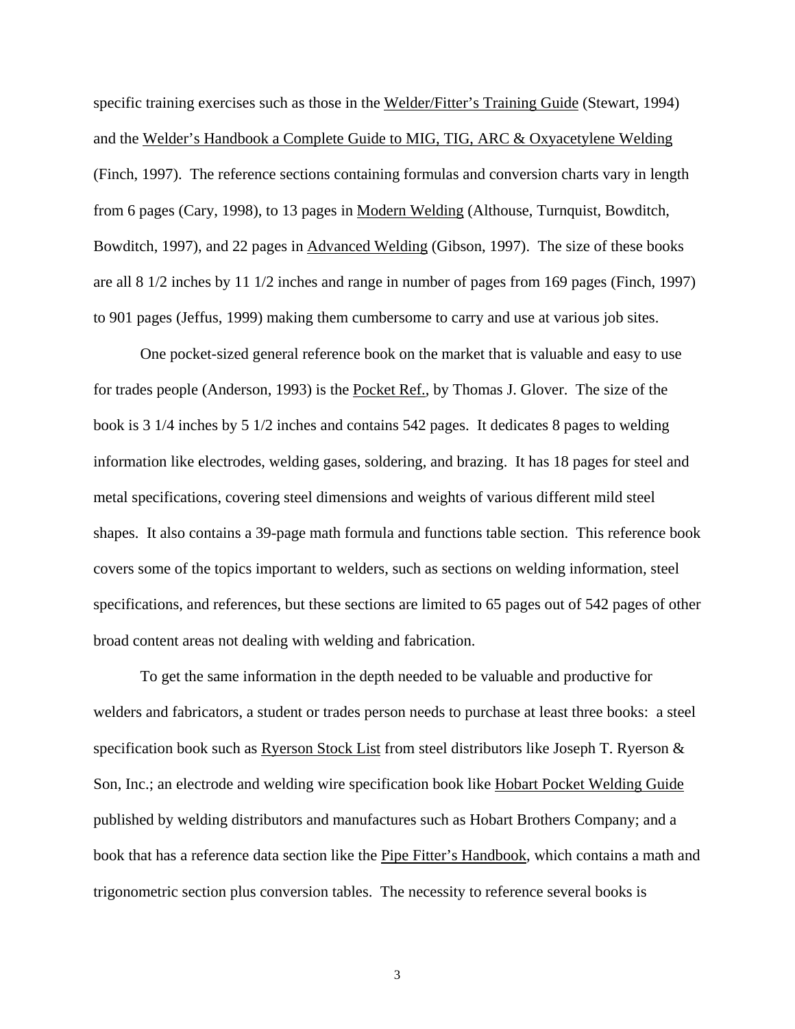specific training exercises such as those in the <u>Welder/Fitter's Training Guide</u> (Stewart, 1994) and the <u>Welder's Handbook a Complete Guide to MIG, TIG, ARC & Oxyacetylene Welding</u> (Finch, 1997). The reference sections containing formulas and conversion charts vary in length from 6 pages (Cary, 1998), to 13 pages in <u>Modern Welding</u> (Althouse, Turnquist, Bowditch, Bowditch, 1997), and 22 pages in <u>Advanced Welding</u> (Gibson, 1997). The size of these books are all 8 1/2 inches by 11 1/2 inches and range in number of pages from 169 pages (Finch, 1997) to 901 pages (Jeffus, 1999) making them cumbersome to carry and use at various job sites.

One pocket-sized general reference book on the market that is valuable and easy to use for trades people (Anderson, 1993) is the <u>Pocket Ref.</u>, by Thomas J. Glover. The size of the book is 3 1/4 inches by 5 1/2 inches and contains 542 pages. It dedicates 8 pages to welding information like electrodes, welding gases, soldering, and brazing. It has 18 pages for steel and metal specifications, covering steel dimensions and weights of various different mild steel shapes. It also contains a 39-page math formula and functions table section. This reference book covers some of the topics important to welders, such as sections on welding information, steel specifications, and references, but these sections are limited to 65 pages out of 542 pages of other broad content areas not dealing with welding and fabrication.

To get the same information in the depth needed to be valuable and productive for welders and fabricators, a student or trades person needs to purchase at least three books: a steel specification book such as <u>Ryerson Stock List</u> from steel distributors like Joseph T. Ryerson & Son, Inc.; an electrode and welding wire specification book like <u>Hobart Pocket Welding Guide</u> published by welding distributors and manufactures such as Hobart Brothers Company; and a book that has a reference data section like the <u>Pipe Fitter's Handbook</u>, which contains a math and trigonometric section plus conversion tables. The necessity to reference several books is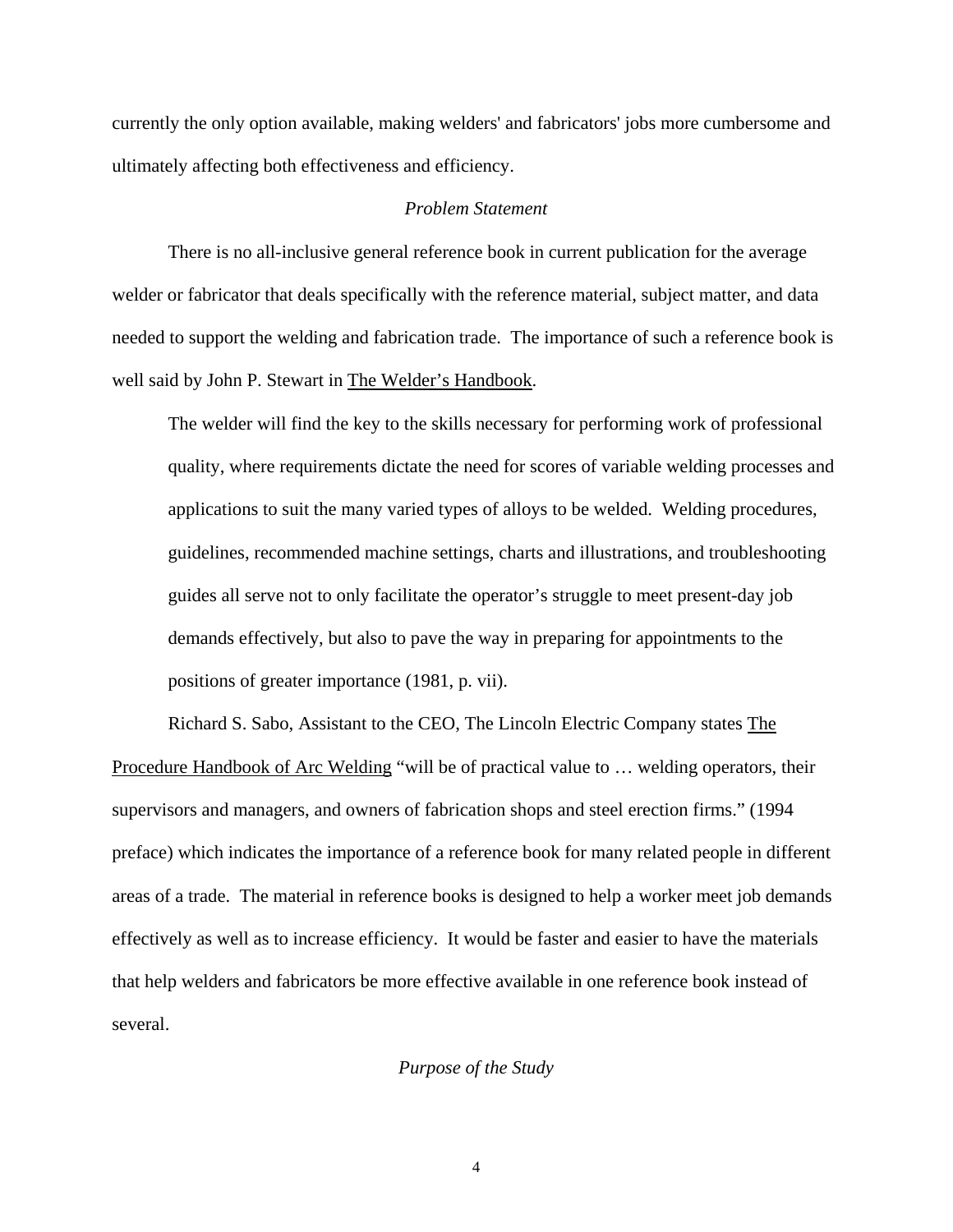currently the only option available, making welders' and fabricators' jobs more cumbersome and ultimately affecting both effectiveness and efficiency.

### *Problem Statement*

There is no all-inclusive general reference book in current publication for the average welder or fabricator that deals specifically with the reference material, subject matter, and data needed to support the welding and fabrication trade. The importance of such a reference book is well said by John P. Stewart in The Welder's Handbook.

> The welder will find the key to the skills necessary for performing work of professional quality, where requirements dictate the need for scores of variable welding processes and applications to suit the many varied types of alloys to be welded. Welding procedures, guidelines, recommended machine settings, charts and illustrations, and troubleshooting guides all serve not to only facilitate the operator's struggle to meet present-day job demands effectively, but also to pave the way in preparing for appointments to the positions of greater importance (1981, p. vii).

Richard S. Sabo, Assistant to the CEO, The Lincoln Electric Company states The Procedure Handbook of Arc Welding "will be of practical value to … welding operators, their supervisors and managers, and owners of fabrication shops and steel erection firms." (1994 preface) which indicates the importance of a reference book for many related people in different areas of a trade. The material in reference books is designed to help a worker meet job demands effectively as well as to increase efficiency. It would be faster and easier to have the materials that help welders and fabricators be more effective available in one reference book instead of several.

### *Purpose of the Study*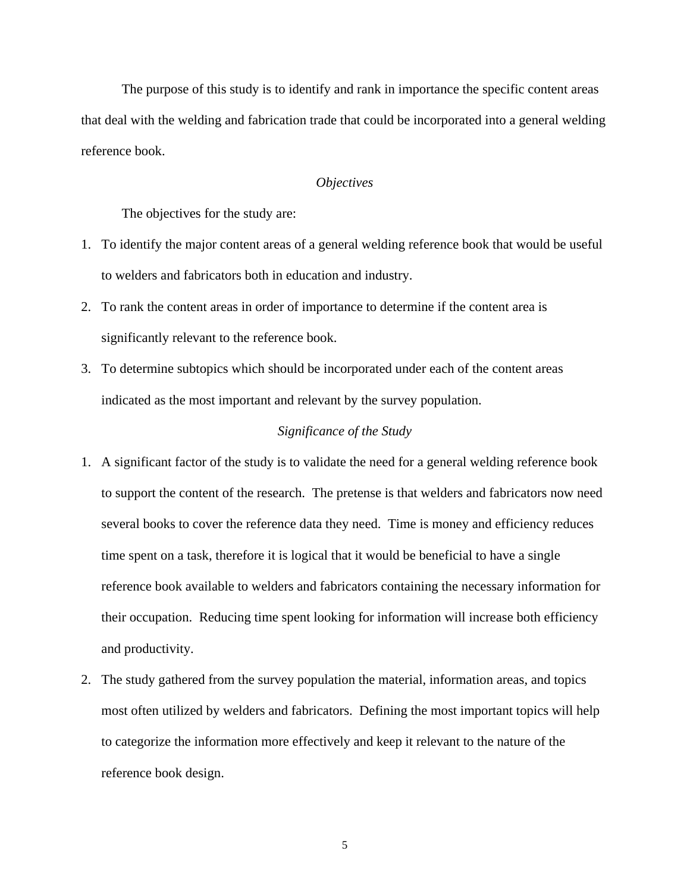The purpose of this study is to identify and rank in importance the specific content areas that deal with the welding and fabrication trade that could be incorporated into a general welding reference book.

### *Objectives*

The objectives for the study are:

1. To identify the major content areas of a general welding reference book that would be useful to welders and fabricators both in education and industry.
2. To rank the content areas in order of importance to determine if the content area is significantly relevant to the reference book.
3. To determine subtopics which should be incorporated under each of the content areas indicated as the most important and relevant by the survey population.

### *Significance of the Study*

1. A significant factor of the study is to validate the need for a general welding reference book to support the content of the research. The pretense is that welders and fabricators now need several books to cover the reference data they need. Time is money and efficiency reduces time spent on a task, therefore it is logical that it would be beneficial to have a single reference book available to welders and fabricators containing the necessary information for their occupation. Reducing time spent looking for information will increase both efficiency and productivity.
2. The study gathered from the survey population the material, information areas, and topics most often utilized by welders and fabricators. Defining the most important topics will help to categorize the information more effectively and keep it relevant to the nature of the reference book design.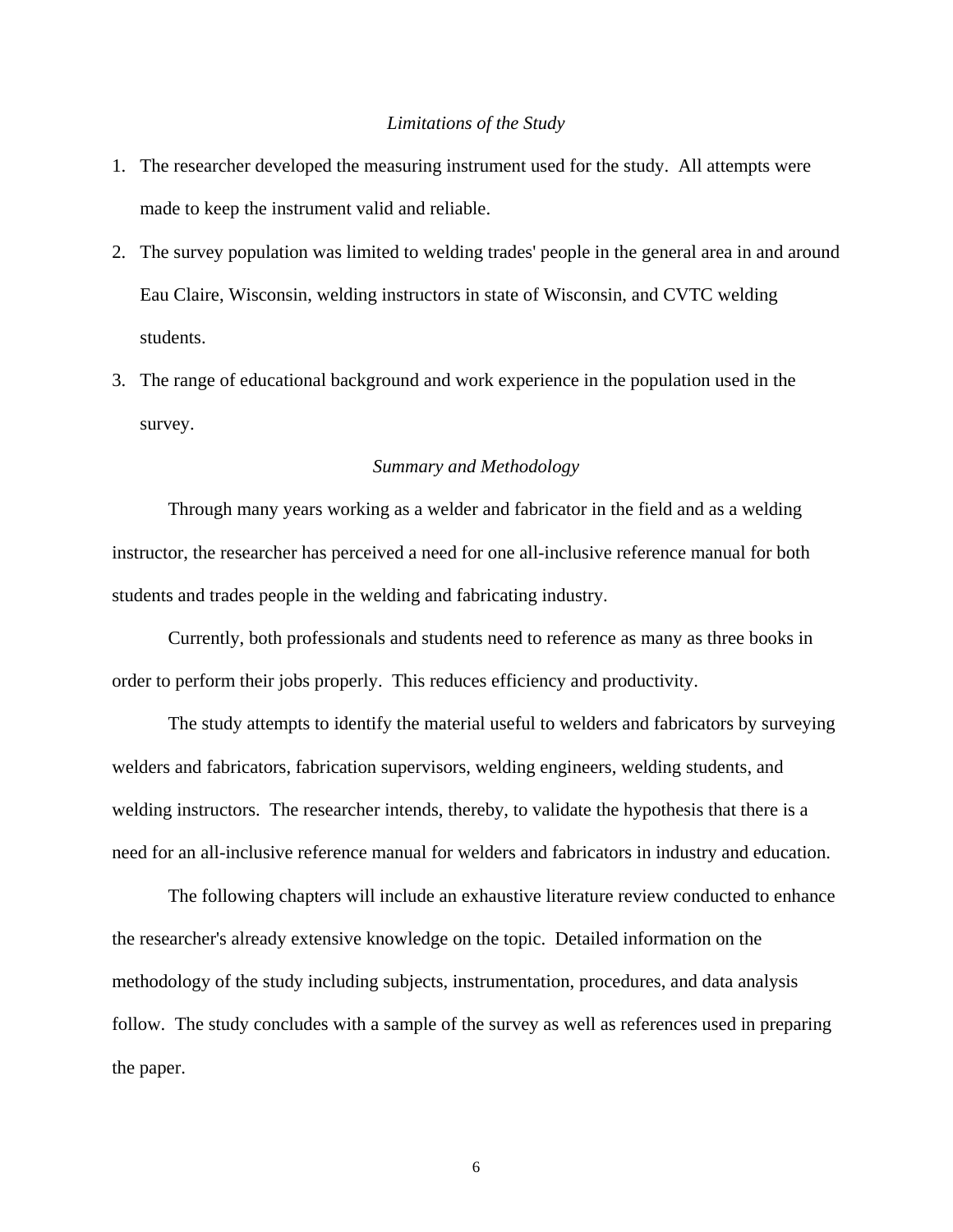### *Limitations of the Study*

1. The researcher developed the measuring instrument used for the study. All attempts were made to keep the instrument valid and reliable.
2. The survey population was limited to welding trades' people in the general area in and around Eau Claire, Wisconsin, welding instructors in state of Wisconsin, and CVTC welding students.
3. The range of educational background and work experience in the population used in the survey.

### *Summary and Methodology*

Through many years working as a welder and fabricator in the field and as a welding instructor, the researcher has perceived a need for one all-inclusive reference manual for both students and trades people in the welding and fabricating industry.

Currently, both professionals and students need to reference as many as three books in order to perform their jobs properly. This reduces efficiency and productivity.

The study attempts to identify the material useful to welders and fabricators by surveying welders and fabricators, fabrication supervisors, welding engineers, welding students, and welding instructors. The researcher intends, thereby, to validate the hypothesis that there is a need for an all-inclusive reference manual for welders and fabricators in industry and education.

The following chapters will include an exhaustive literature review conducted to enhance the researcher's already extensive knowledge on the topic. Detailed information on the methodology of the study including subjects, instrumentation, procedures, and data analysis follow. The study concludes with a sample of the survey as well as references used in preparing the paper.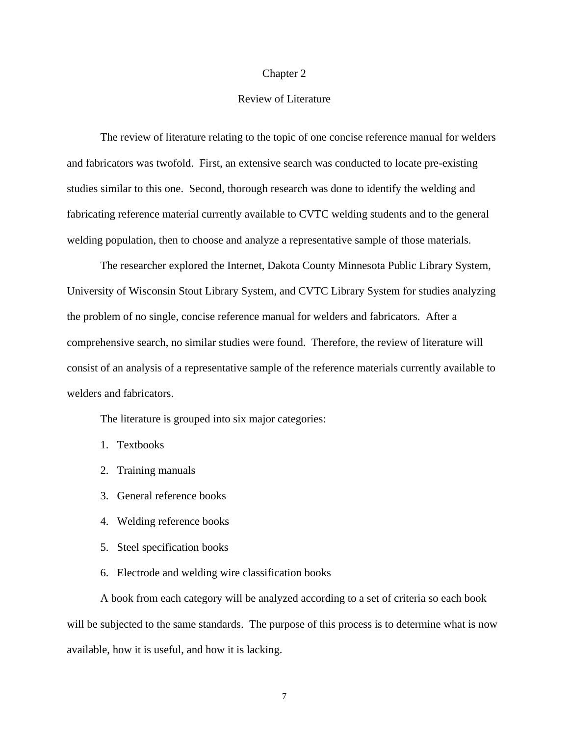# Chapter 2

## Review of Literature

The review of literature relating to the topic of one concise reference manual for welders and fabricators was twofold. First, an extensive search was conducted to locate pre-existing studies similar to this one. Second, thorough research was done to identify the welding and fabricating reference material currently available to CVTC welding students and to the general welding population, then to choose and analyze a representative sample of those materials.

The researcher explored the Internet, Dakota County Minnesota Public Library System, University of Wisconsin Stout Library System, and CVTC Library System for studies analyzing the problem of no single, concise reference manual for welders and fabricators. After a comprehensive search, no similar studies were found. Therefore, the review of literature will consist of an analysis of a representative sample of the reference materials currently available to welders and fabricators.

The literature is grouped into six major categories:

1. Textbooks
2. Training manuals
3. General reference books
4. Welding reference books
5. Steel specification books
6. Electrode and welding wire classification books

A book from each category will be analyzed according to a set of criteria so each book will be subjected to the same standards. The purpose of this process is to determine what is now available, how it is useful, and how it is lacking.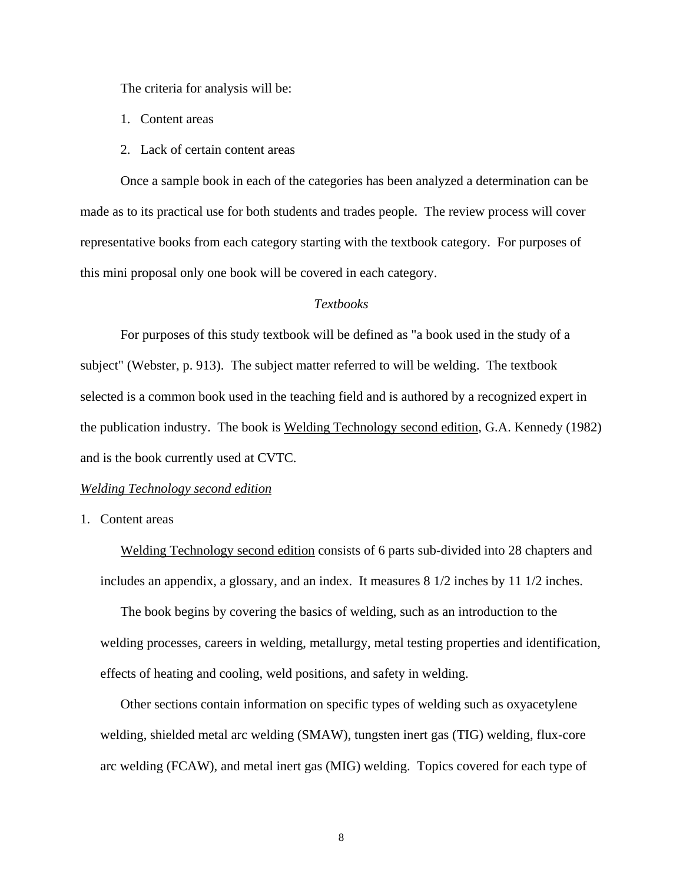The criteria for analysis will be:

1. Content areas
2. Lack of certain content areas

Once a sample book in each of the categories has been analyzed a determination can be made as to its practical use for both students and trades people. The review process will cover representative books from each category starting with the textbook category. For purposes of this mini proposal only one book will be covered in each category.

### *Textbooks*

For purposes of this study textbook will be defined as "a book used in the study of a subject" (Webster, p. 913). The subject matter referred to will be welding. The textbook selected is a common book used in the teaching field and is authored by a recognized expert in the publication industry. The book is <u>Welding Technology second edition</u>, G.A. Kennedy (1982) and is the book currently used at CVTC.

#### *<u>Welding Technology second edition</u>*

1. Content areas

   <u>Welding Technology second edition</u> consists of 6 parts sub-divided into 28 chapters and includes an appendix, a glossary, and an index. It measures 8 1/2 inches by 11 1/2 inches.

   The book begins by covering the basics of welding, such as an introduction to the welding processes, careers in welding, metallurgy, metal testing properties and identification, effects of heating and cooling, weld positions, and safety in welding.

   Other sections contain information on specific types of welding such as oxyacetylene welding, shielded metal arc welding (SMAW), tungsten inert gas (TIG) welding, flux-core arc welding (FCAW), and metal inert gas (MIG) welding. Topics covered for each type of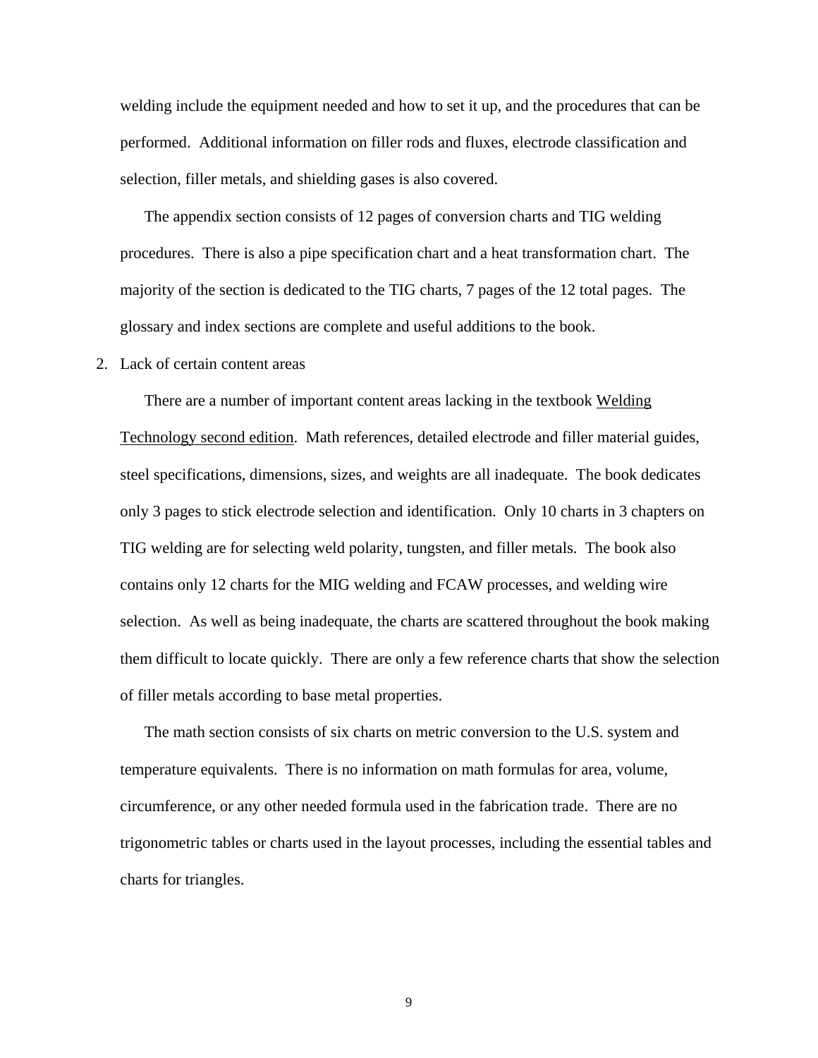welding include the equipment needed and how to set it up, and the procedures that can be performed. Additional information on filler rods and fluxes, electrode classification and selection, filler metals, and shielding gases is also covered.

The appendix section consists of 12 pages of conversion charts and TIG welding procedures. There is also a pipe specification chart and a heat transformation chart. The majority of the section is dedicated to the TIG charts, 7 pages of the 12 total pages. The glossary and index sections are complete and useful additions to the book.

2. Lack of certain content areas

There are a number of important content areas lacking in the textbook <u>Welding Technology second edition</u>. Math references, detailed electrode and filler material guides, steel specifications, dimensions, sizes, and weights are all inadequate. The book dedicates only 3 pages to stick electrode selection and identification. Only 10 charts in 3 chapters on TIG welding are for selecting weld polarity, tungsten, and filler metals. The book also contains only 12 charts for the MIG welding and FCAW processes, and welding wire selection. As well as being inadequate, the charts are scattered throughout the book making them difficult to locate quickly. There are only a few reference charts that show the selection of filler metals according to base metal properties.

The math section consists of six charts on metric conversion to the U.S. system and temperature equivalents. There is no information on math formulas for area, volume, circumference, or any other needed formula used in the fabrication trade. There are no trigonometric tables or charts used in the layout processes, including the essential tables and charts for triangles.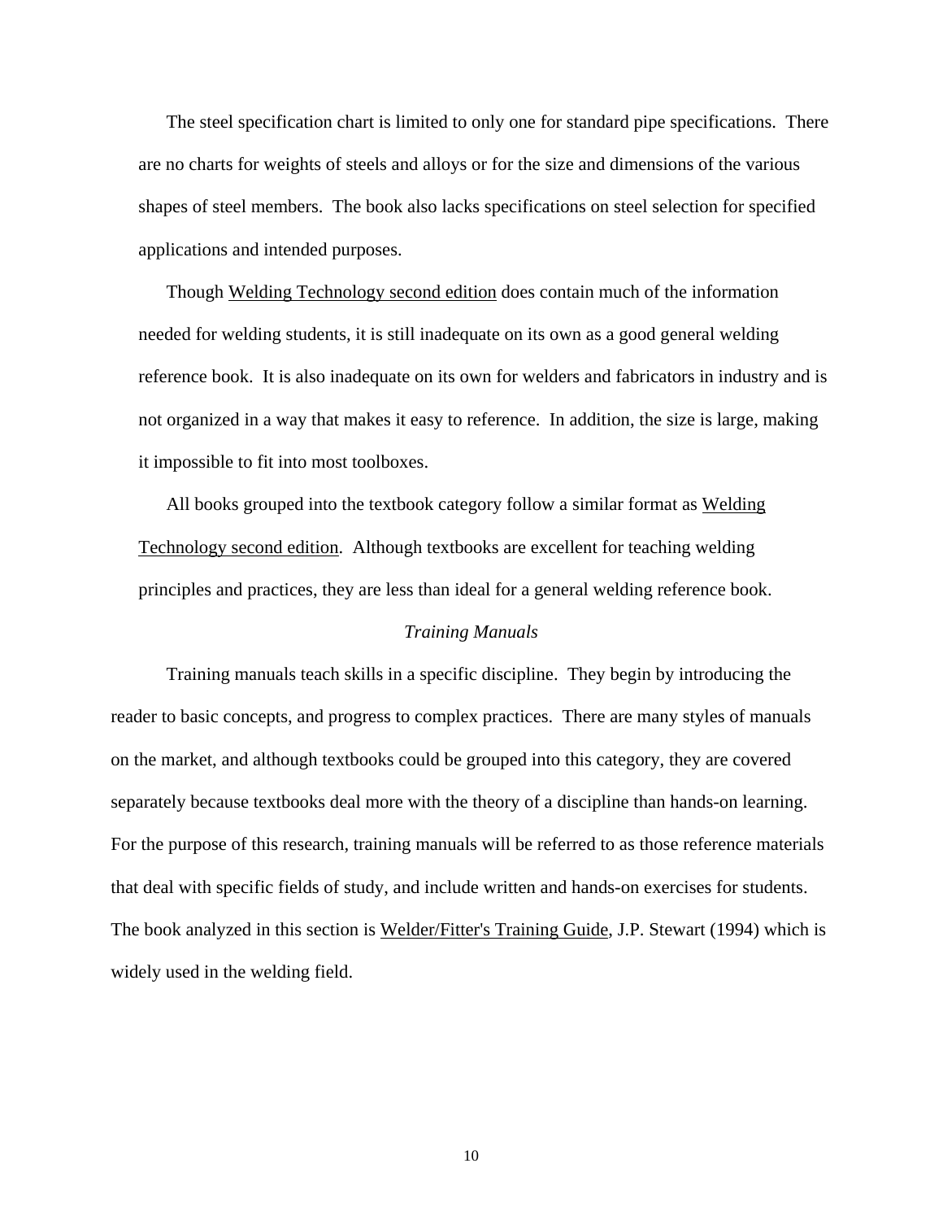The steel specification chart is limited to only one for standard pipe specifications. There are no charts for weights of steels and alloys or for the size and dimensions of the various shapes of steel members. The book also lacks specifications on steel selection for specified applications and intended purposes.

Though Welding Technology second edition does contain much of the information needed for welding students, it is still inadequate on its own as a good general welding reference book. It is also inadequate on its own for welders and fabricators in industry and is not organized in a way that makes it easy to reference. In addition, the size is large, making it impossible to fit into most toolboxes.

All books grouped into the textbook category follow a similar format as Welding Technology second edition. Although textbooks are excellent for teaching welding principles and practices, they are less than ideal for a general welding reference book.

### *Training Manuals*

Training manuals teach skills in a specific discipline. They begin by introducing the reader to basic concepts, and progress to complex practices. There are many styles of manuals on the market, and although textbooks could be grouped into this category, they are covered separately because textbooks deal more with the theory of a discipline than hands-on learning. For the purpose of this research, training manuals will be referred to as those reference materials that deal with specific fields of study, and include written and hands-on exercises for students. The book analyzed in this section is Welder/Fitter's Training Guide, J.P. Stewart (1994) which is widely used in the welding field.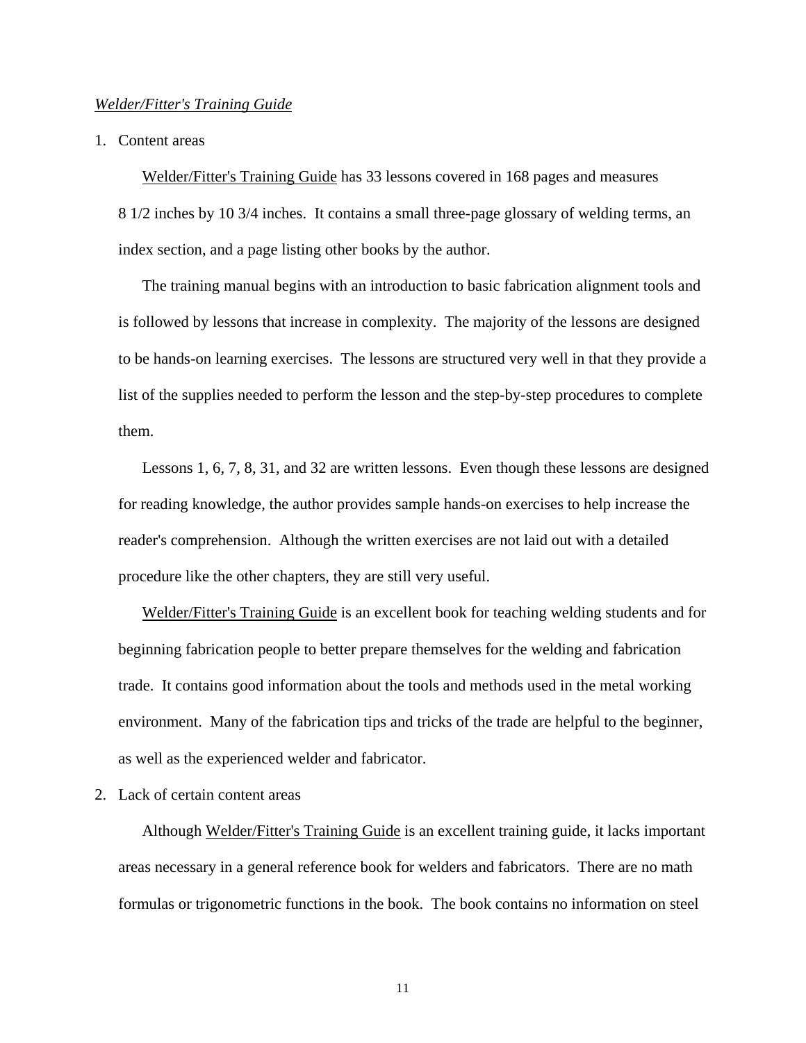*Welder/Fitter's Training Guide*

1. Content areas

   Welder/Fitter's Training Guide has 33 lessons covered in 168 pages and measures 8 1/2 inches by 10 3/4 inches. It contains a small three-page glossary of welding terms, an index section, and a page listing other books by the author.

   The training manual begins with an introduction to basic fabrication alignment tools and is followed by lessons that increase in complexity. The majority of the lessons are designed to be hands-on learning exercises. The lessons are structured very well in that they provide a list of the supplies needed to perform the lesson and the step-by-step procedures to complete them.

   Lessons 1, 6, 7, 8, 31, and 32 are written lessons. Even though these lessons are designed for reading knowledge, the author provides sample hands-on exercises to help increase the reader's comprehension. Although the written exercises are not laid out with a detailed procedure like the other chapters, they are still very useful.

   Welder/Fitter's Training Guide is an excellent book for teaching welding students and for beginning fabrication people to better prepare themselves for the welding and fabrication trade. It contains good information about the tools and methods used in the metal working environment. Many of the fabrication tips and tricks of the trade are helpful to the beginner, as well as the experienced welder and fabricator.

2. Lack of certain content areas

   Although Welder/Fitter's Training Guide is an excellent training guide, it lacks important areas necessary in a general reference book for welders and fabricators. There are no math formulas or trigonometric functions in the book. The book contains no information on steel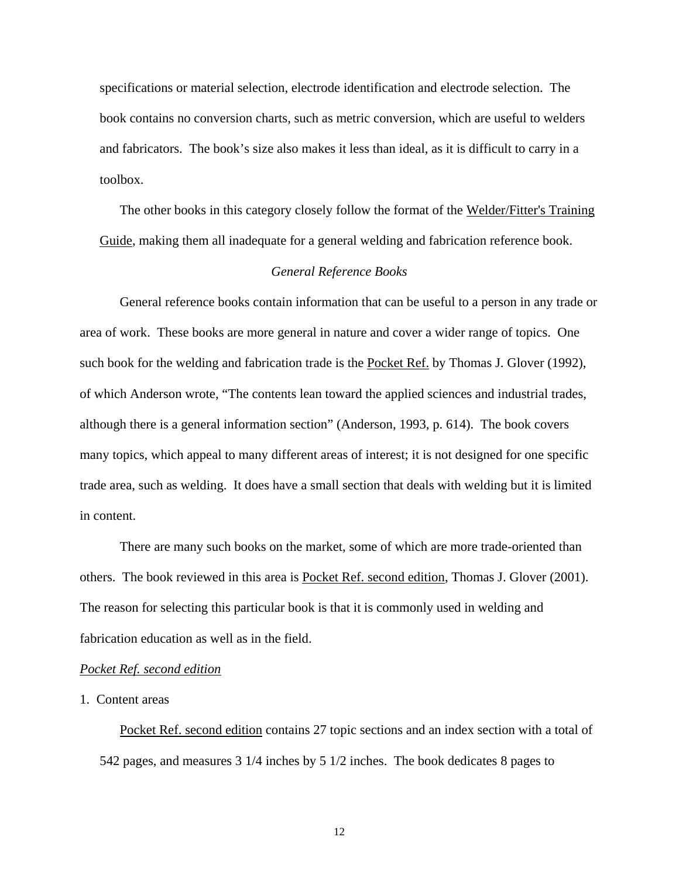specifications or material selection, electrode identification and electrode selection. The book contains no conversion charts, such as metric conversion, which are useful to welders and fabricators. The book's size also makes it less than ideal, as it is difficult to carry in a toolbox.

The other books in this category closely follow the format of the Welder/Fitter's Training Guide, making them all inadequate for a general welding and fabrication reference book.

### *General Reference Books*

General reference books contain information that can be useful to a person in any trade or area of work. These books are more general in nature and cover a wider range of topics. One such book for the welding and fabrication trade is the Pocket Ref. by Thomas J. Glover (1992), of which Anderson wrote, "The contents lean toward the applied sciences and industrial trades, although there is a general information section" (Anderson, 1993, p. 614). The book covers many topics, which appeal to many different areas of interest; it is not designed for one specific trade area, such as welding. It does have a small section that deals with welding but it is limited in content.

There are many such books on the market, some of which are more trade-oriented than others. The book reviewed in this area is Pocket Ref. second edition, Thomas J. Glover (2001). The reason for selecting this particular book is that it is commonly used in welding and fabrication education as well as in the field.

#### *Pocket Ref. second edition*

1. Content areas

Pocket Ref. second edition contains 27 topic sections and an index section with a total of 542 pages, and measures 3 1/4 inches by 5 1/2 inches. The book dedicates 8 pages to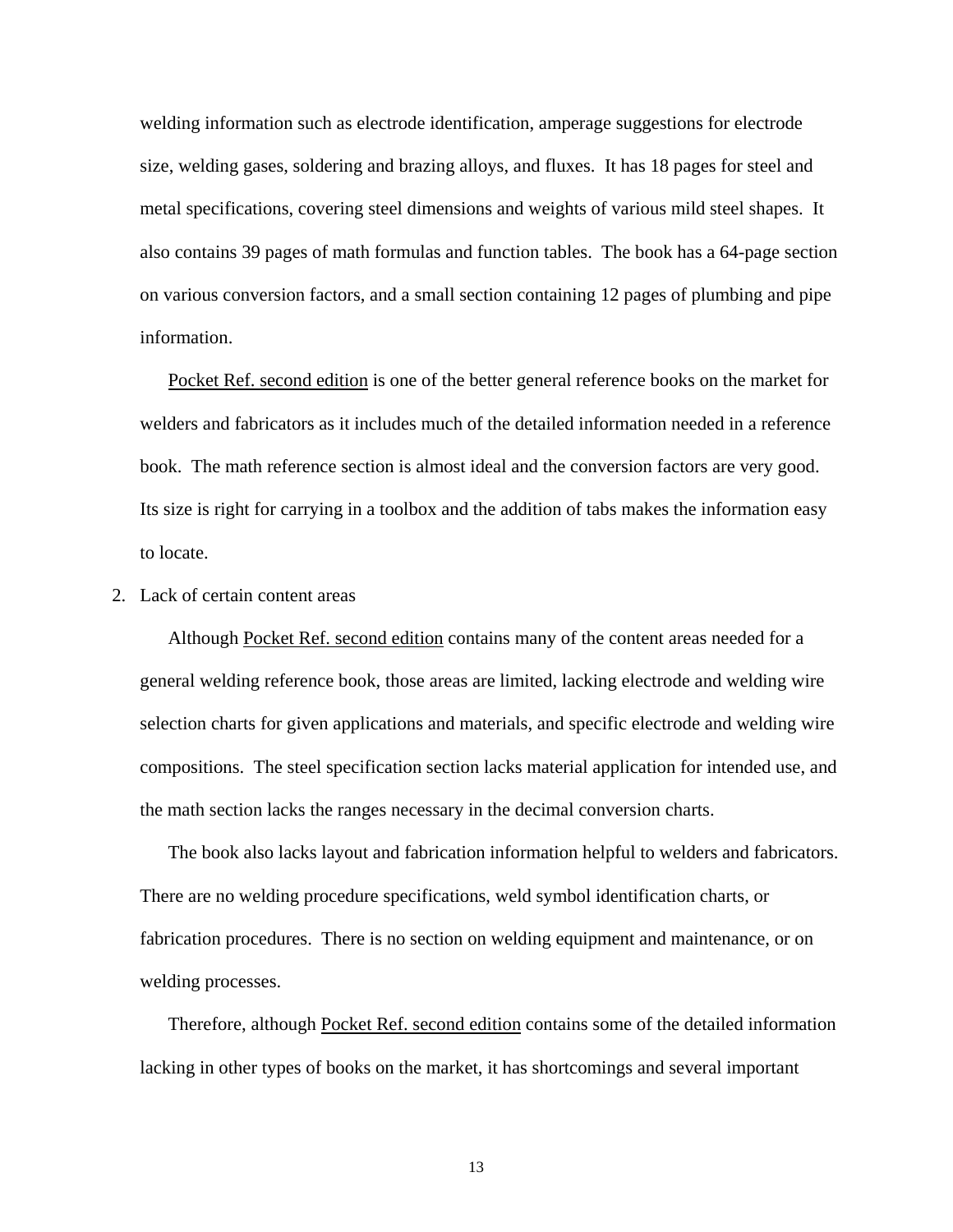welding information such as electrode identification, amperage suggestions for electrode size, welding gases, soldering and brazing alloys, and fluxes. It has 18 pages for steel and metal specifications, covering steel dimensions and weights of various mild steel shapes. It also contains 39 pages of math formulas and function tables. The book has a 64-page section on various conversion factors, and a small section containing 12 pages of plumbing and pipe information.

<u>Pocket Ref. second edition</u> is one of the better general reference books on the market for welders and fabricators as it includes much of the detailed information needed in a reference book. The math reference section is almost ideal and the conversion factors are very good. Its size is right for carrying in a toolbox and the addition of tabs makes the information easy to locate.

2. Lack of certain content areas

Although <u>Pocket Ref. second edition</u> contains many of the content areas needed for a general welding reference book, those areas are limited, lacking electrode and welding wire selection charts for given applications and materials, and specific electrode and welding wire compositions. The steel specification section lacks material application for intended use, and the math section lacks the ranges necessary in the decimal conversion charts.

The book also lacks layout and fabrication information helpful to welders and fabricators. There are no welding procedure specifications, weld symbol identification charts, or fabrication procedures. There is no section on welding equipment and maintenance, or on welding processes.

Therefore, although <u>Pocket Ref. second edition</u> contains some of the detailed information lacking in other types of books on the market, it has shortcomings and several important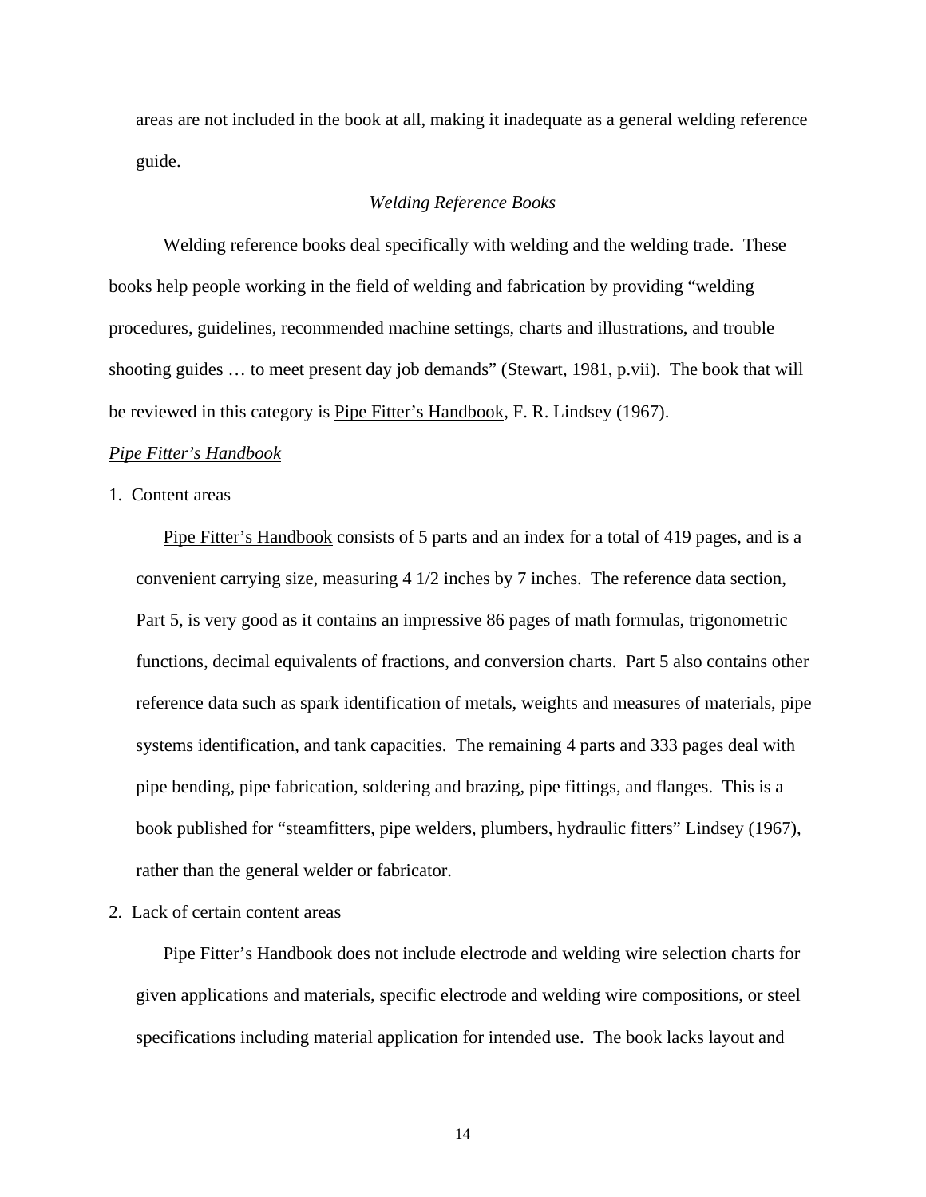areas are not included in the book at all, making it inadequate as a general welding reference guide.

### *Welding Reference Books*

Welding reference books deal specifically with welding and the welding trade. These books help people working in the field of welding and fabrication by providing "welding procedures, guidelines, recommended machine settings, charts and illustrations, and trouble shooting guides … to meet present day job demands" (Stewart, 1981, p.vii). The book that will be reviewed in this category is Pipe Fitter's Handbook, F. R. Lindsey (1967).

#### *Pipe Fitter's Handbook*

1. Content areas

   Pipe Fitter's Handbook consists of 5 parts and an index for a total of 419 pages, and is a convenient carrying size, measuring 4 1/2 inches by 7 inches. The reference data section, Part 5, is very good as it contains an impressive 86 pages of math formulas, trigonometric functions, decimal equivalents of fractions, and conversion charts. Part 5 also contains other reference data such as spark identification of metals, weights and measures of materials, pipe systems identification, and tank capacities. The remaining 4 parts and 333 pages deal with pipe bending, pipe fabrication, soldering and brazing, pipe fittings, and flanges. This is a book published for "steamfitters, pipe welders, plumbers, hydraulic fitters" Lindsey (1967), rather than the general welder or fabricator.

2. Lack of certain content areas

   Pipe Fitter's Handbook does not include electrode and welding wire selection charts for given applications and materials, specific electrode and welding wire compositions, or steel specifications including material application for intended use. The book lacks layout and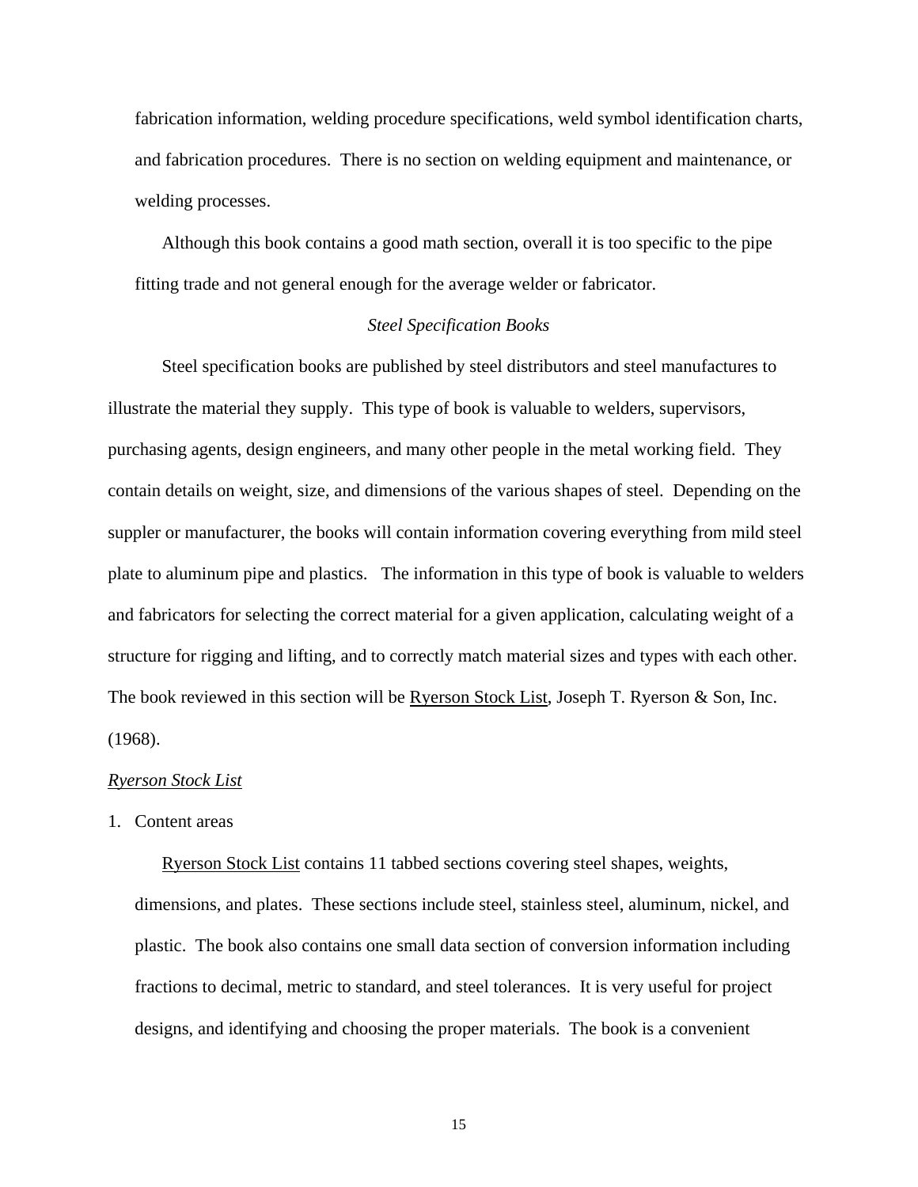fabrication information, welding procedure specifications, weld symbol identification charts, and fabrication procedures. There is no section on welding equipment and maintenance, or welding processes.

Although this book contains a good math section, overall it is too specific to the pipe fitting trade and not general enough for the average welder or fabricator.

### *Steel Specification Books*

Steel specification books are published by steel distributors and steel manufactures to illustrate the material they supply. This type of book is valuable to welders, supervisors, purchasing agents, design engineers, and many other people in the metal working field. They contain details on weight, size, and dimensions of the various shapes of steel. Depending on the suppler or manufacturer, the books will contain information covering everything from mild steel plate to aluminum pipe and plastics. The information in this type of book is valuable to welders and fabricators for selecting the correct material for a given application, calculating weight of a structure for rigging and lifting, and to correctly match material sizes and types with each other. The book reviewed in this section will be <u>Ryerson Stock List</u>, Joseph T. Ryerson & Son, Inc. (1968).

#### <u>*Ryerson Stock List*</u>

1. Content areas

   <u>Ryerson Stock List</u> contains 11 tabbed sections covering steel shapes, weights, dimensions, and plates. These sections include steel, stainless steel, aluminum, nickel, and plastic. The book also contains one small data section of conversion information including fractions to decimal, metric to standard, and steel tolerances. It is very useful for project designs, and identifying and choosing the proper materials. The book is a convenient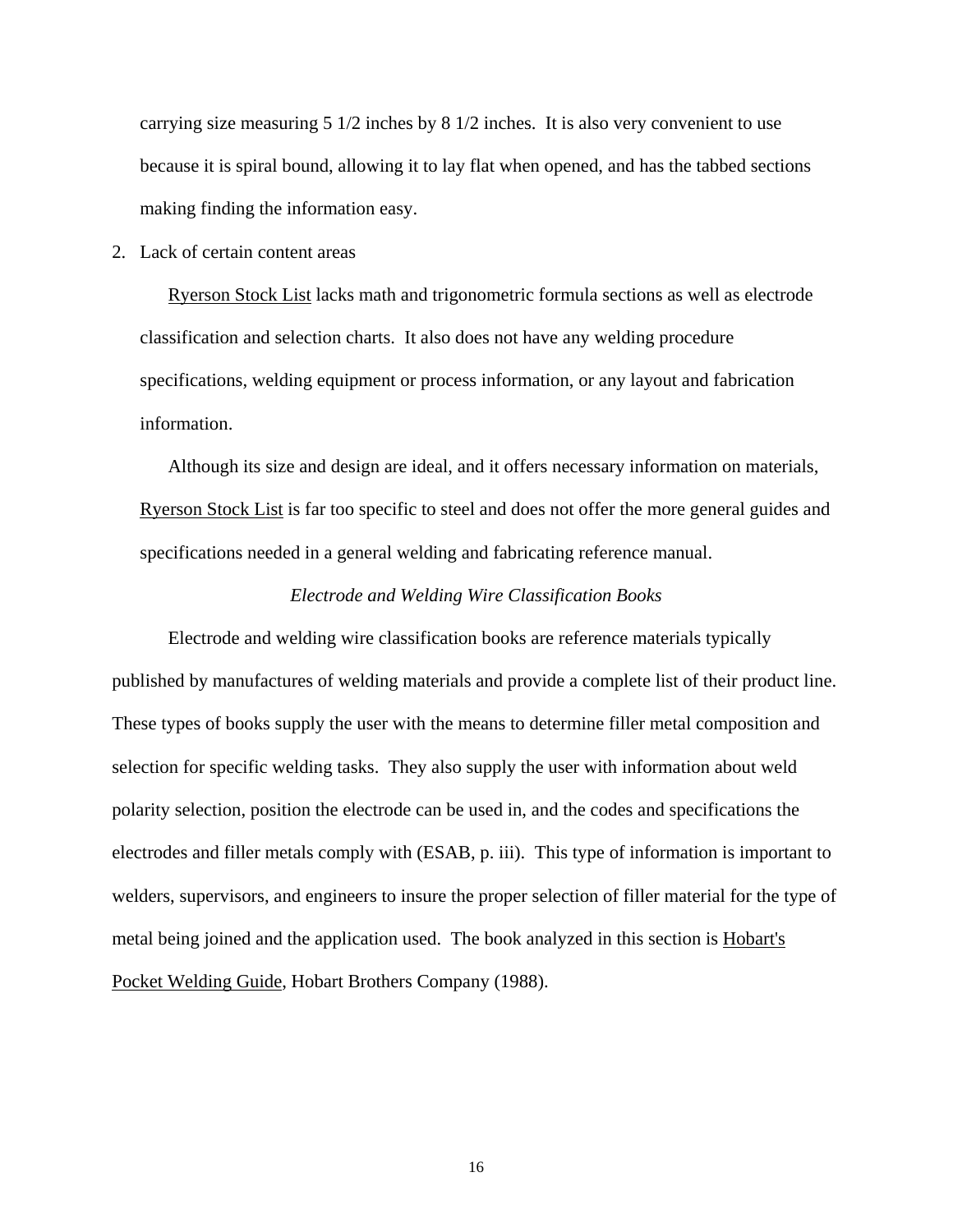carrying size measuring 5 1/2 inches by 8 1/2 inches. It is also very convenient to use because it is spiral bound, allowing it to lay flat when opened, and has the tabbed sections making finding the information easy.

2. Lack of certain content areas

   Ryerson Stock List lacks math and trigonometric formula sections as well as electrode classification and selection charts. It also does not have any welding procedure specifications, welding equipment or process information, or any layout and fabrication information.

   Although its size and design are ideal, and it offers necessary information on materials, Ryerson Stock List is far too specific to steel and does not offer the more general guides and specifications needed in a general welding and fabricating reference manual.

### *Electrode and Welding Wire Classification Books*

Electrode and welding wire classification books are reference materials typically published by manufactures of welding materials and provide a complete list of their product line. These types of books supply the user with the means to determine filler metal composition and selection for specific welding tasks. They also supply the user with information about weld polarity selection, position the electrode can be used in, and the codes and specifications the electrodes and filler metals comply with (ESAB, p. iii). This type of information is important to welders, supervisors, and engineers to insure the proper selection of filler material for the type of metal being joined and the application used. The book analyzed in this section is Hobart's Pocket Welding Guide, Hobart Brothers Company (1988).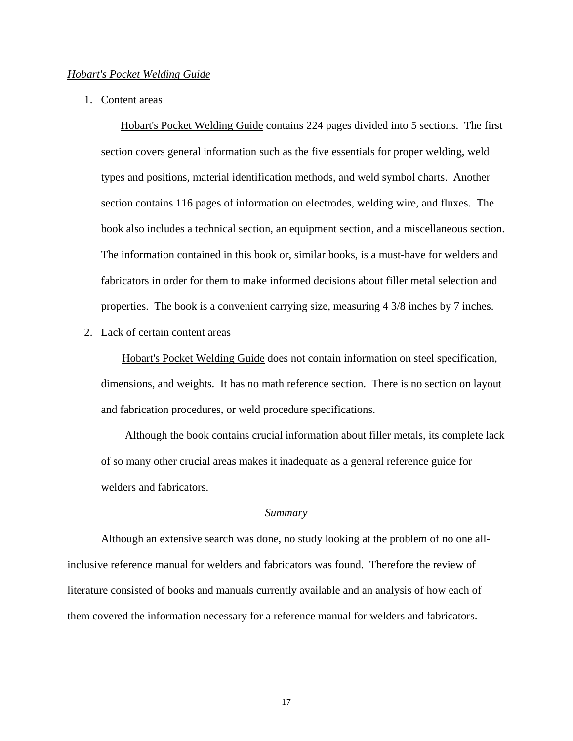*<u>Hobart's Pocket Welding Guide</u>*

1. Content areas

   <u>Hobart's Pocket Welding Guide</u> contains 224 pages divided into 5 sections. The first section covers general information such as the five essentials for proper welding, weld types and positions, material identification methods, and weld symbol charts. Another section contains 116 pages of information on electrodes, welding wire, and fluxes. The book also includes a technical section, an equipment section, and a miscellaneous section. The information contained in this book or, similar books, is a must-have for welders and fabricators in order for them to make informed decisions about filler metal selection and properties. The book is a convenient carrying size, measuring 4 3/8 inches by 7 inches.

2. Lack of certain content areas

   <u>Hobart's Pocket Welding Guide</u> does not contain information on steel specification, dimensions, and weights. It has no math reference section. There is no section on layout and fabrication procedures, or weld procedure specifications.

   Although the book contains crucial information about filler metals, its complete lack of so many other crucial areas makes it inadequate as a general reference guide for welders and fabricators.

*Summary*

Although an extensive search was done, no study looking at the problem of no one all-inclusive reference manual for welders and fabricators was found. Therefore the review of literature consisted of books and manuals currently available and an analysis of how each of them covered the information necessary for a reference manual for welders and fabricators.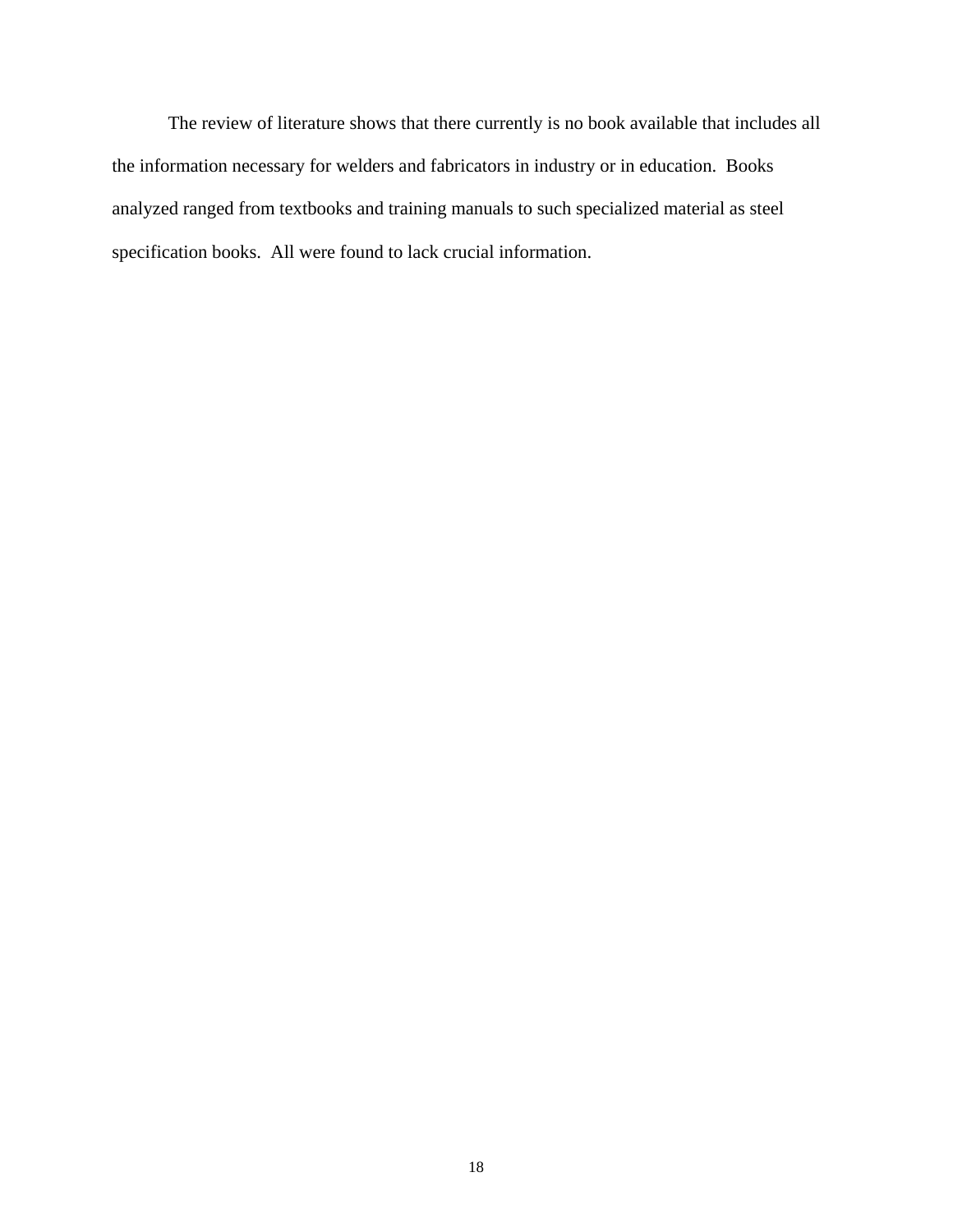The review of literature shows that there currently is no book available that includes all the information necessary for welders and fabricators in industry or in education.  Books analyzed ranged from textbooks and training manuals to such specialized material as steel specification books.  All were found to lack crucial information.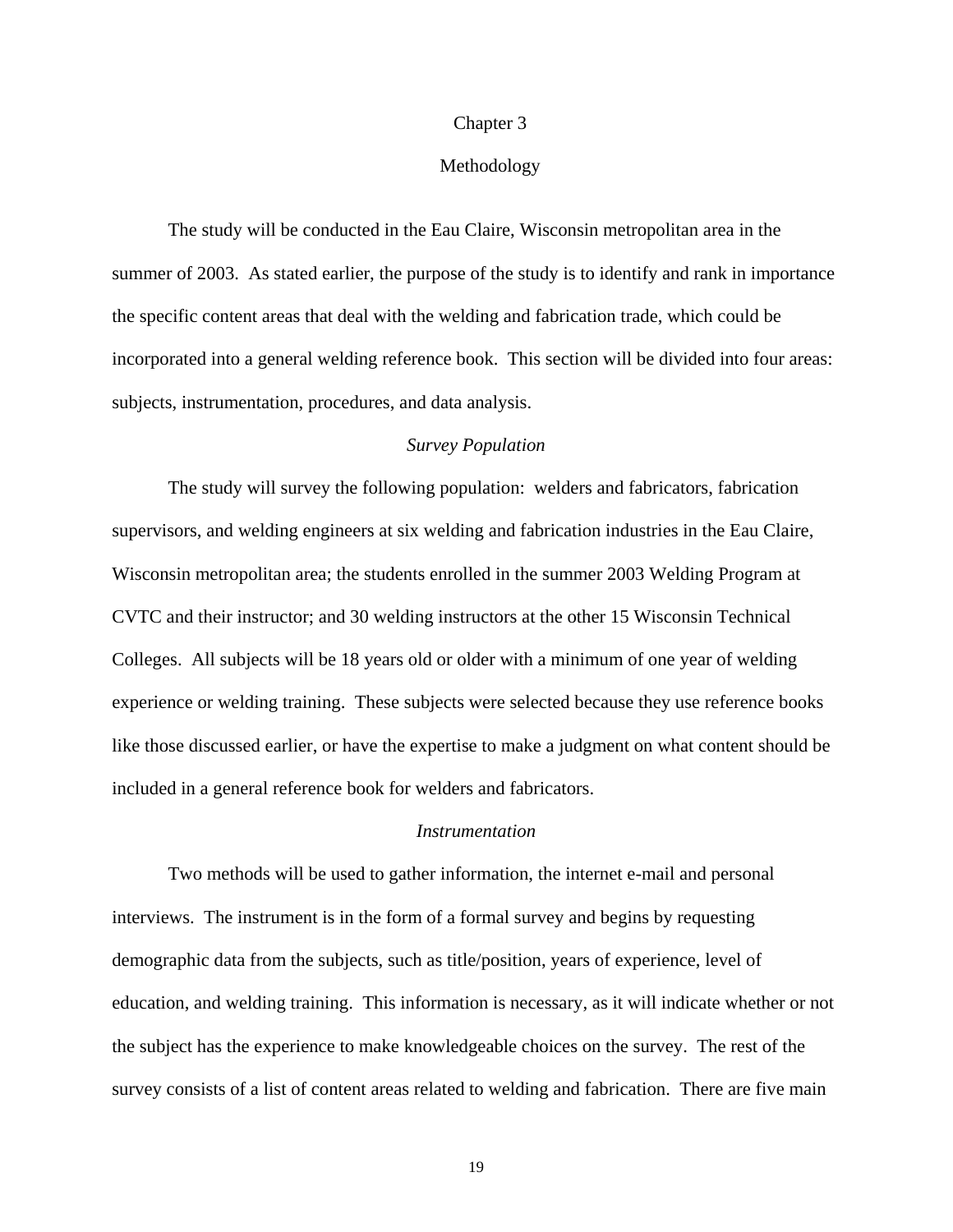# Chapter 3

# Methodology

The study will be conducted in the Eau Claire, Wisconsin metropolitan area in the summer of 2003. As stated earlier, the purpose of the study is to identify and rank in importance the specific content areas that deal with the welding and fabrication trade, which could be incorporated into a general welding reference book. This section will be divided into four areas: subjects, instrumentation, procedures, and data analysis.

## *Survey Population*

The study will survey the following population: welders and fabricators, fabrication supervisors, and welding engineers at six welding and fabrication industries in the Eau Claire, Wisconsin metropolitan area; the students enrolled in the summer 2003 Welding Program at CVTC and their instructor; and 30 welding instructors at the other 15 Wisconsin Technical Colleges. All subjects will be 18 years old or older with a minimum of one year of welding experience or welding training. These subjects were selected because they use reference books like those discussed earlier, or have the expertise to make a judgment on what content should be included in a general reference book for welders and fabricators.

## *Instrumentation*

Two methods will be used to gather information, the internet e-mail and personal interviews. The instrument is in the form of a formal survey and begins by requesting demographic data from the subjects, such as title/position, years of experience, level of education, and welding training. This information is necessary, as it will indicate whether or not the subject has the experience to make knowledgeable choices on the survey. The rest of the survey consists of a list of content areas related to welding and fabrication. There are five main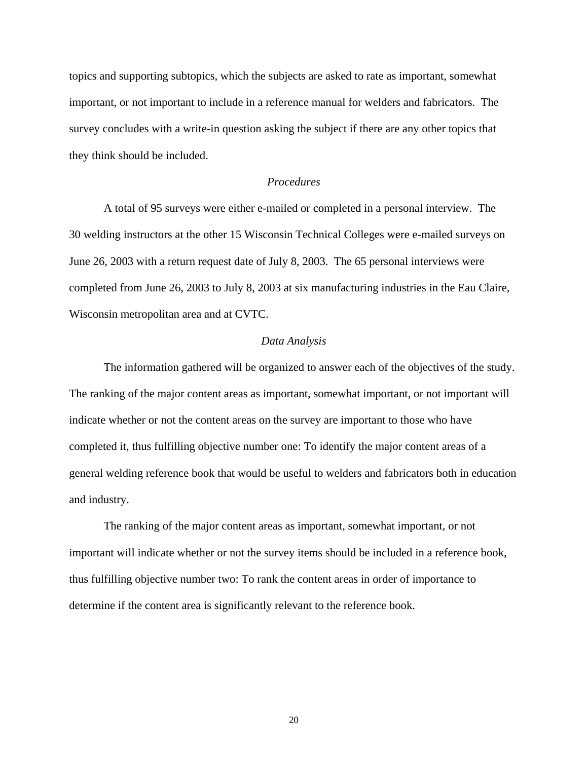topics and supporting subtopics, which the subjects are asked to rate as important, somewhat important, or not important to include in a reference manual for welders and fabricators. The survey concludes with a write-in question asking the subject if there are any other topics that they think should be included.

### *Procedures*

A total of 95 surveys were either e-mailed or completed in a personal interview. The 30 welding instructors at the other 15 Wisconsin Technical Colleges were e-mailed surveys on June 26, 2003 with a return request date of July 8, 2003. The 65 personal interviews were completed from June 26, 2003 to July 8, 2003 at six manufacturing industries in the Eau Claire, Wisconsin metropolitan area and at CVTC.

### *Data Analysis*

The information gathered will be organized to answer each of the objectives of the study. The ranking of the major content areas as important, somewhat important, or not important will indicate whether or not the content areas on the survey are important to those who have completed it, thus fulfilling objective number one: To identify the major content areas of a general welding reference book that would be useful to welders and fabricators both in education and industry.

The ranking of the major content areas as important, somewhat important, or not important will indicate whether or not the survey items should be included in a reference book, thus fulfilling objective number two: To rank the content areas in order of importance to determine if the content area is significantly relevant to the reference book.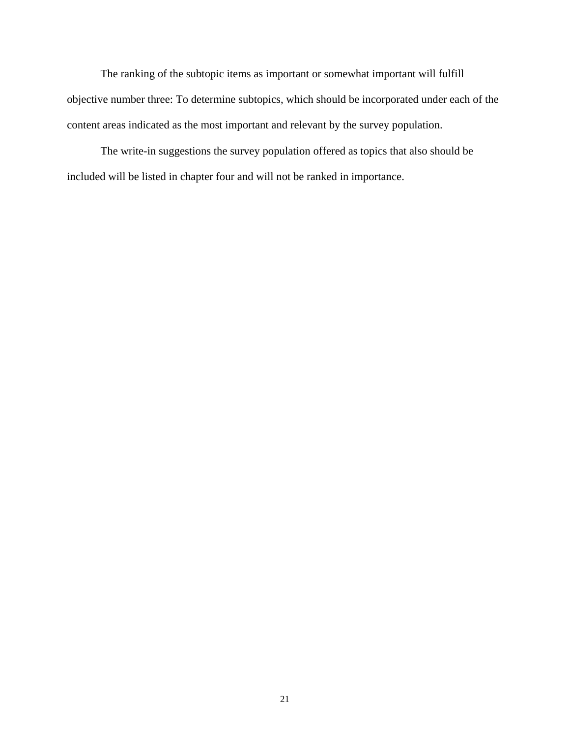The ranking of the subtopic items as important or somewhat important will fulfill objective number three: To determine subtopics, which should be incorporated under each of the content areas indicated as the most important and relevant by the survey population.

The write-in suggestions the survey population offered as topics that also should be included will be listed in chapter four and will not be ranked in importance.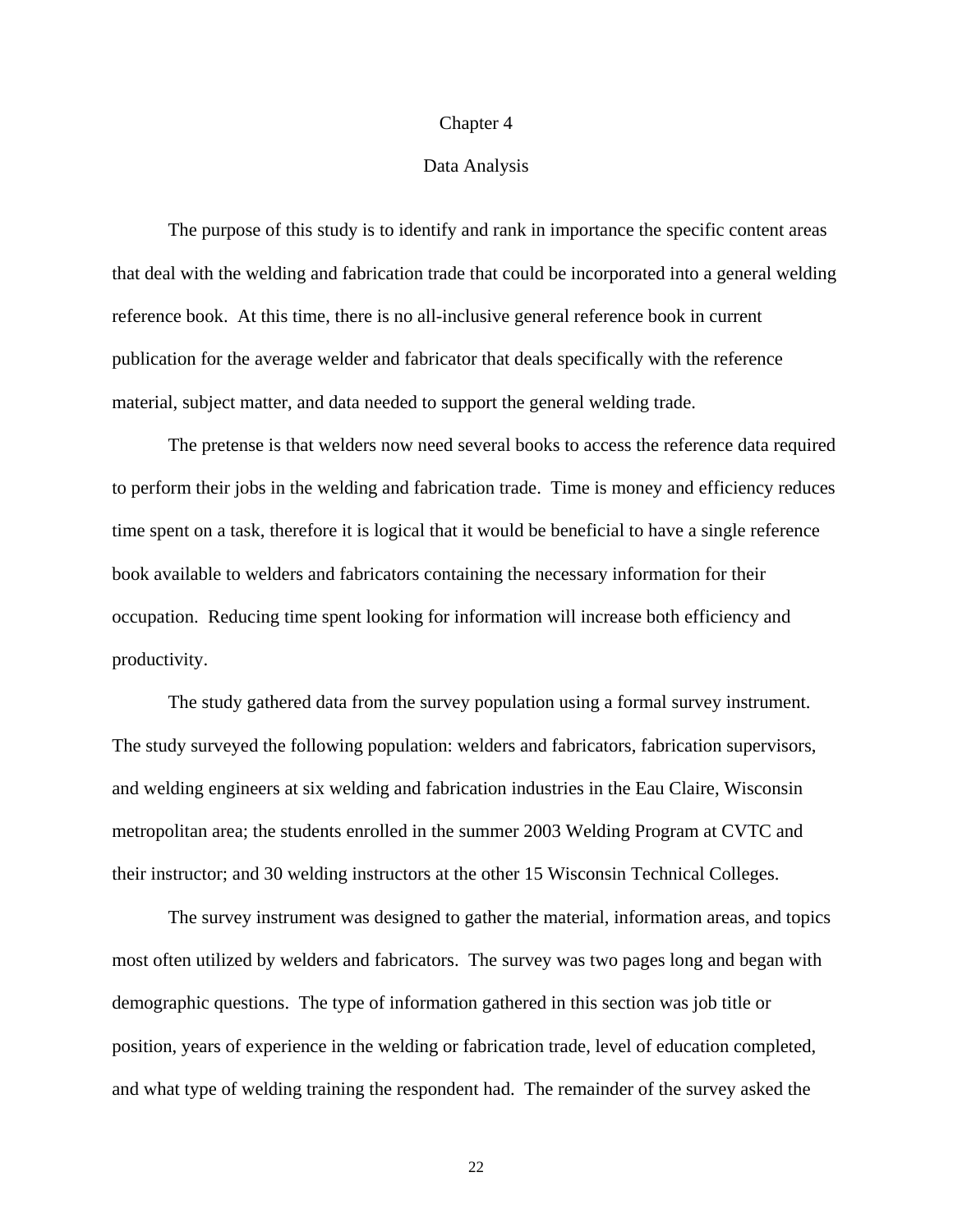# Chapter 4

## Data Analysis

The purpose of this study is to identify and rank in importance the specific content areas that deal with the welding and fabrication trade that could be incorporated into a general welding reference book. At this time, there is no all-inclusive general reference book in current publication for the average welder and fabricator that deals specifically with the reference material, subject matter, and data needed to support the general welding trade.

The pretense is that welders now need several books to access the reference data required to perform their jobs in the welding and fabrication trade. Time is money and efficiency reduces time spent on a task, therefore it is logical that it would be beneficial to have a single reference book available to welders and fabricators containing the necessary information for their occupation. Reducing time spent looking for information will increase both efficiency and productivity.

The study gathered data from the survey population using a formal survey instrument. The study surveyed the following population: welders and fabricators, fabrication supervisors, and welding engineers at six welding and fabrication industries in the Eau Claire, Wisconsin metropolitan area; the students enrolled in the summer 2003 Welding Program at CVTC and their instructor; and 30 welding instructors at the other 15 Wisconsin Technical Colleges.

The survey instrument was designed to gather the material, information areas, and topics most often utilized by welders and fabricators. The survey was two pages long and began with demographic questions. The type of information gathered in this section was job title or position, years of experience in the welding or fabrication trade, level of education completed, and what type of welding training the respondent had. The remainder of the survey asked the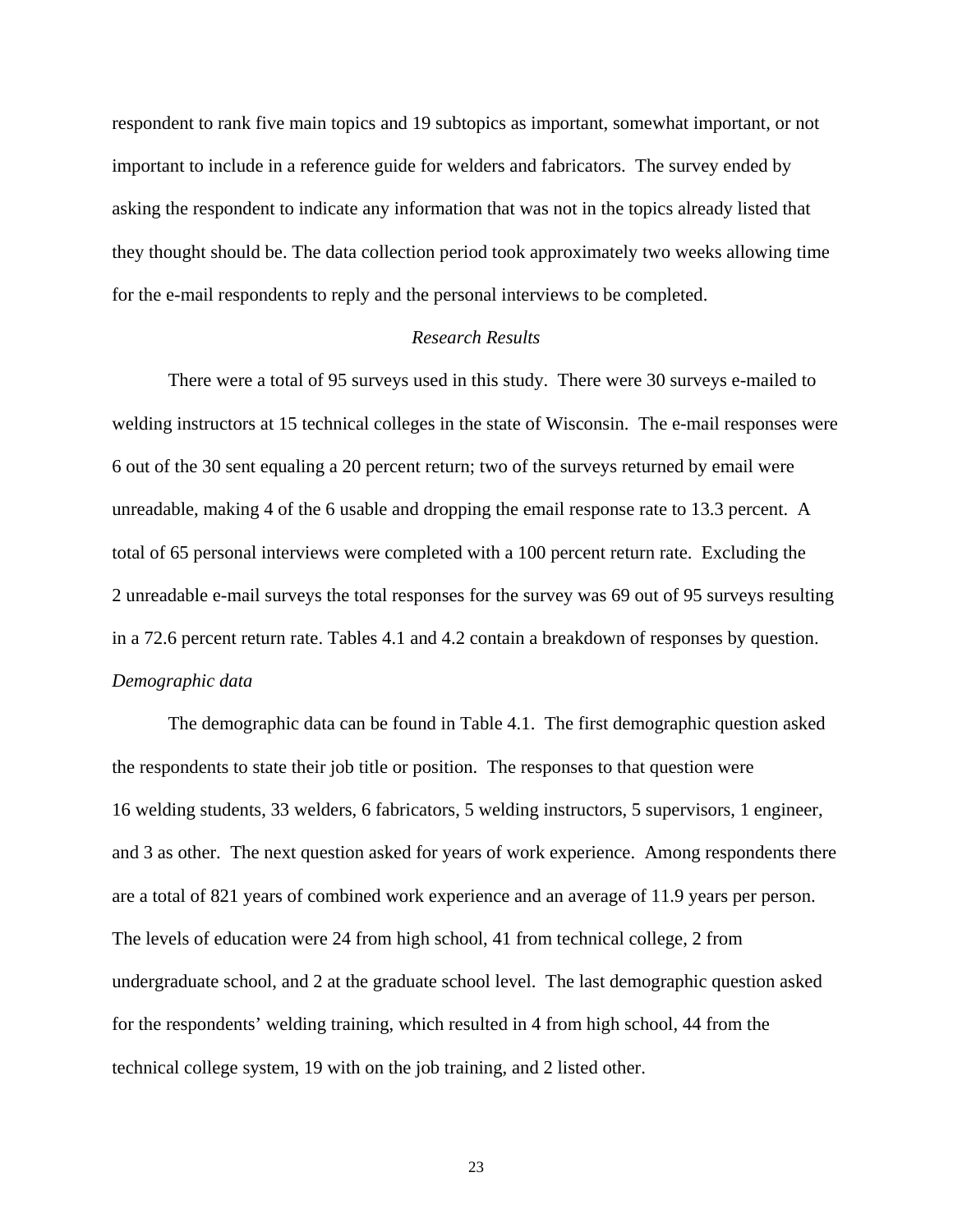respondent to rank five main topics and 19 subtopics as important, somewhat important, or not important to include in a reference guide for welders and fabricators. The survey ended by asking the respondent to indicate any information that was not in the topics already listed that they thought should be. The data collection period took approximately two weeks allowing time for the e-mail respondents to reply and the personal interviews to be completed.

### *Research Results*

There were a total of 95 surveys used in this study. There were 30 surveys e-mailed to welding instructors at 15 technical colleges in the state of Wisconsin. The e-mail responses were 6 out of the 30 sent equaling a 20 percent return; two of the surveys returned by email were unreadable, making 4 of the 6 usable and dropping the email response rate to 13.3 percent. A total of 65 personal interviews were completed with a 100 percent return rate. Excluding the 2 unreadable e-mail surveys the total responses for the survey was 69 out of 95 surveys resulting in a 72.6 percent return rate. Tables 4.1 and 4.2 contain a breakdown of responses by question.

#### *Demographic data*

The demographic data can be found in Table 4.1. The first demographic question asked the respondents to state their job title or position. The responses to that question were 16 welding students, 33 welders, 6 fabricators, 5 welding instructors, 5 supervisors, 1 engineer, and 3 as other. The next question asked for years of work experience. Among respondents there are a total of 821 years of combined work experience and an average of 11.9 years per person. The levels of education were 24 from high school, 41 from technical college, 2 from undergraduate school, and 2 at the graduate school level. The last demographic question asked for the respondents' welding training, which resulted in 4 from high school, 44 from the technical college system, 19 with on the job training, and 2 listed other.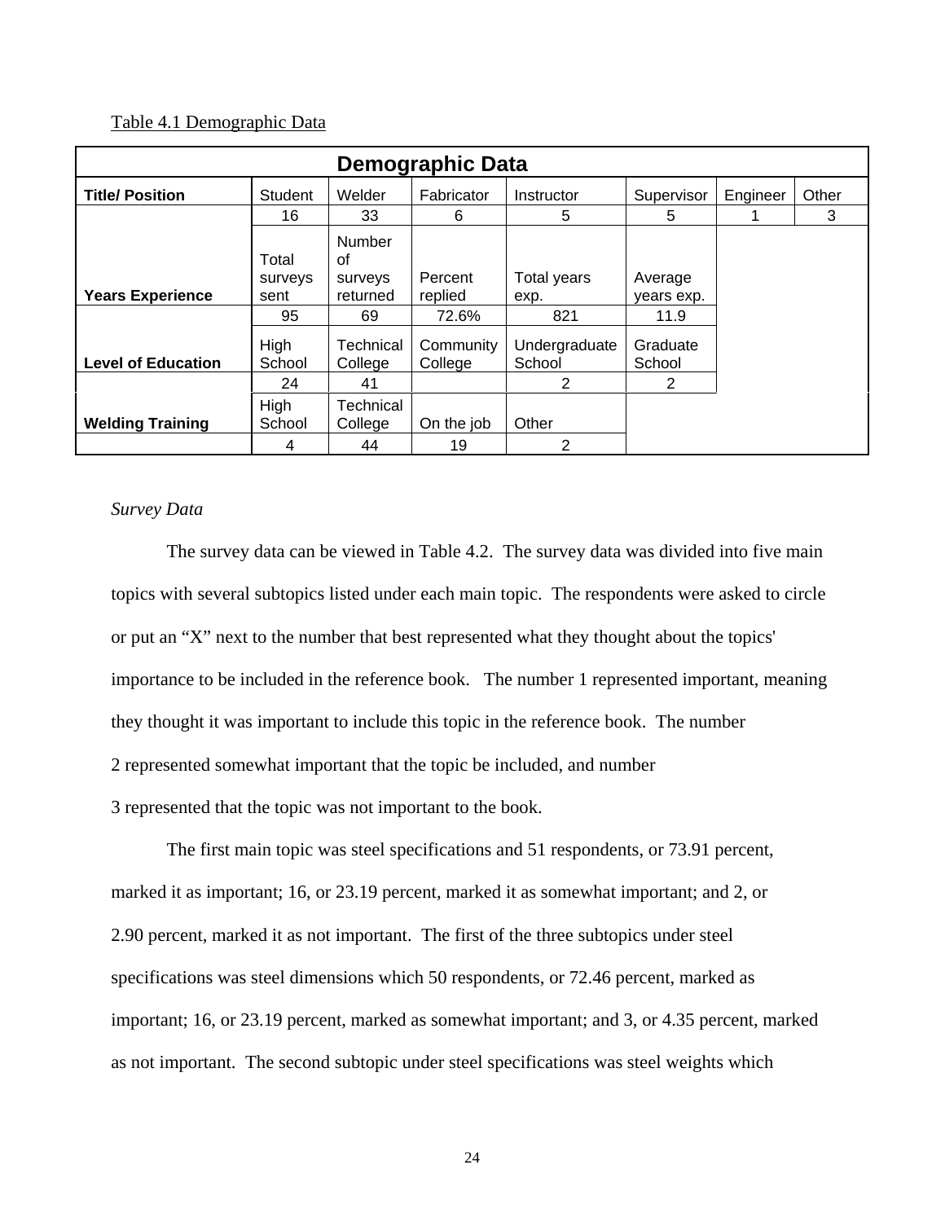Table 4.1 Demographic Data

| Demographic Data | | | | | | | |
|---|---|---|---|---|---|---|---|
| **Title/ Position** | Student | Welder | Fabricator | Instructor | Supervisor | Engineer | Other |
| | 16 | 33 | 6 | 5 | 5 | 1 | 3 |
| **Years Experience** | Total surveys sent | Number of surveys returned | Percent replied | Total years exp. | Average years exp. | | |
| | 95 | 69 | 72.6% | 821 | 11.9 | | |
| **Level of Education** | High School | Technical College | Community College | Undergraduate School | Graduate School | | |
| | 24 | 41 | | 2 | 2 | | |
| **Welding Training** | High School | Technical College | On the job | Other | | | |
| | 4 | 44 | 19 | 2 | | | |

*Survey Data*

The survey data can be viewed in Table 4.2. The survey data was divided into five main topics with several subtopics listed under each main topic. The respondents were asked to circle or put an "X" next to the number that best represented what they thought about the topics' importance to be included in the reference book. The number 1 represented important, meaning they thought it was important to include this topic in the reference book. The number 2 represented somewhat important that the topic be included, and number 3 represented that the topic was not important to the book.

The first main topic was steel specifications and 51 respondents, or 73.91 percent, marked it as important; 16, or 23.19 percent, marked it as somewhat important; and 2, or 2.90 percent, marked it as not important. The first of the three subtopics under steel specifications was steel dimensions which 50 respondents, or 72.46 percent, marked as important; 16, or 23.19 percent, marked as somewhat important; and 3, or 4.35 percent, marked as not important. The second subtopic under steel specifications was steel weights which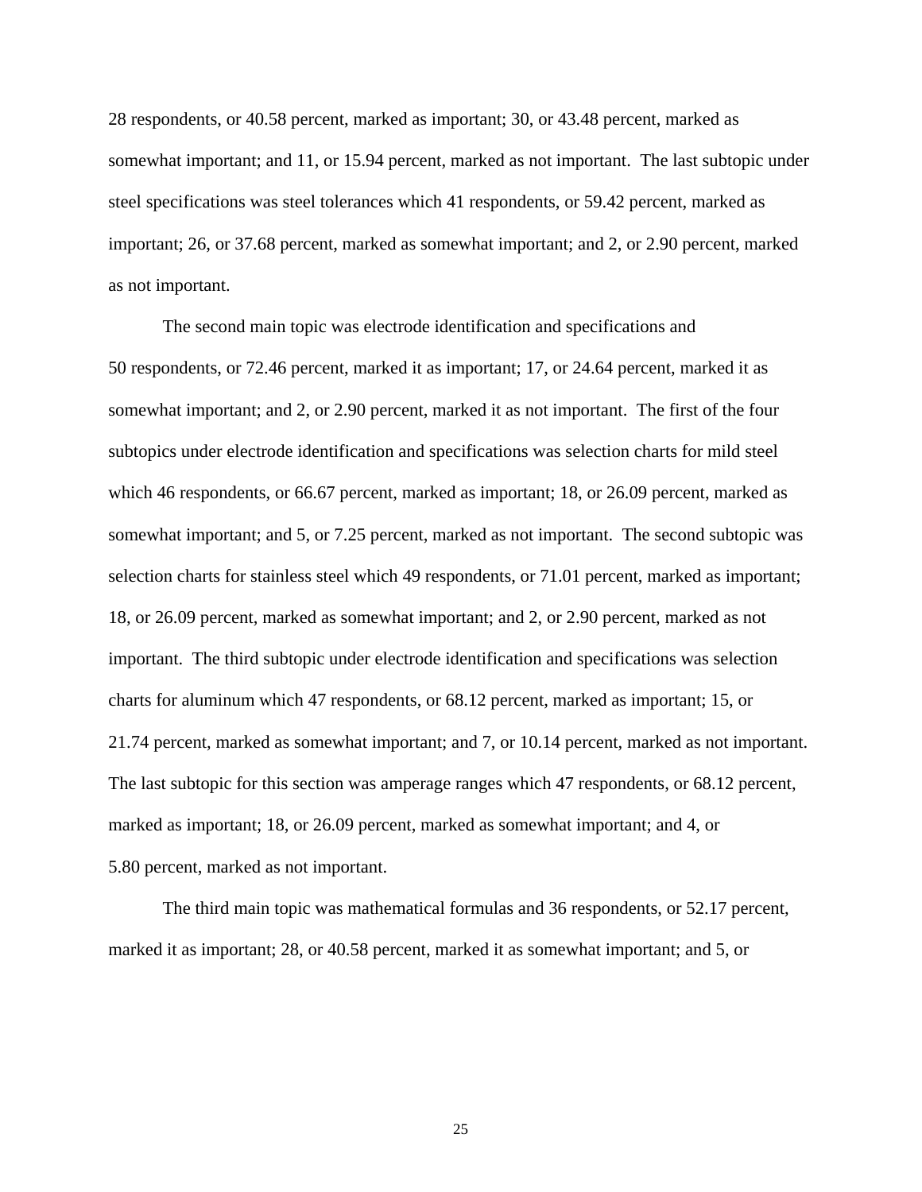28 respondents, or 40.58 percent, marked as important; 30, or 43.48 percent, marked as somewhat important; and 11, or 15.94 percent, marked as not important. The last subtopic under steel specifications was steel tolerances which 41 respondents, or 59.42 percent, marked as important; 26, or 37.68 percent, marked as somewhat important; and 2, or 2.90 percent, marked as not important.

The second main topic was electrode identification and specifications and 50 respondents, or 72.46 percent, marked it as important; 17, or 24.64 percent, marked it as somewhat important; and 2, or 2.90 percent, marked it as not important. The first of the four subtopics under electrode identification and specifications was selection charts for mild steel which 46 respondents, or 66.67 percent, marked as important; 18, or 26.09 percent, marked as somewhat important; and 5, or 7.25 percent, marked as not important. The second subtopic was selection charts for stainless steel which 49 respondents, or 71.01 percent, marked as important; 18, or 26.09 percent, marked as somewhat important; and 2, or 2.90 percent, marked as not important. The third subtopic under electrode identification and specifications was selection charts for aluminum which 47 respondents, or 68.12 percent, marked as important; 15, or 21.74 percent, marked as somewhat important; and 7, or 10.14 percent, marked as not important. The last subtopic for this section was amperage ranges which 47 respondents, or 68.12 percent, marked as important; 18, or 26.09 percent, marked as somewhat important; and 4, or 5.80 percent, marked as not important.

The third main topic was mathematical formulas and 36 respondents, or 52.17 percent, marked it as important; 28, or 40.58 percent, marked it as somewhat important; and 5, or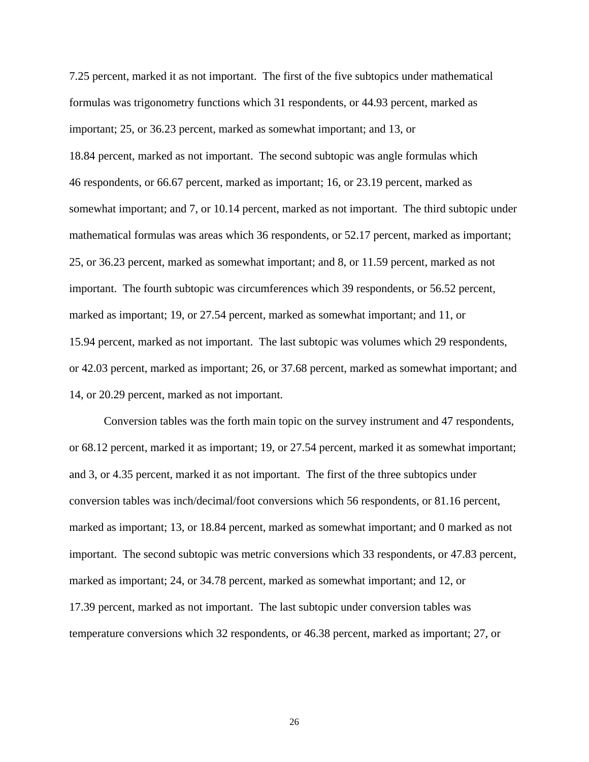7.25 percent, marked it as not important. The first of the five subtopics under mathematical formulas was trigonometry functions which 31 respondents, or 44.93 percent, marked as important; 25, or 36.23 percent, marked as somewhat important; and 13, or 18.84 percent, marked as not important. The second subtopic was angle formulas which 46 respondents, or 66.67 percent, marked as important; 16, or 23.19 percent, marked as somewhat important; and 7, or 10.14 percent, marked as not important. The third subtopic under mathematical formulas was areas which 36 respondents, or 52.17 percent, marked as important; 25, or 36.23 percent, marked as somewhat important; and 8, or 11.59 percent, marked as not important. The fourth subtopic was circumferences which 39 respondents, or 56.52 percent, marked as important; 19, or 27.54 percent, marked as somewhat important; and 11, or 15.94 percent, marked as not important. The last subtopic was volumes which 29 respondents, or 42.03 percent, marked as important; 26, or 37.68 percent, marked as somewhat important; and 14, or 20.29 percent, marked as not important.

Conversion tables was the forth main topic on the survey instrument and 47 respondents, or 68.12 percent, marked it as important; 19, or 27.54 percent, marked it as somewhat important; and 3, or 4.35 percent, marked it as not important. The first of the three subtopics under conversion tables was inch/decimal/foot conversions which 56 respondents, or 81.16 percent, marked as important; 13, or 18.84 percent, marked as somewhat important; and 0 marked as not important. The second subtopic was metric conversions which 33 respondents, or 47.83 percent, marked as important; 24, or 34.78 percent, marked as somewhat important; and 12, or 17.39 percent, marked as not important. The last subtopic under conversion tables was temperature conversions which 32 respondents, or 46.38 percent, marked as important; 27, or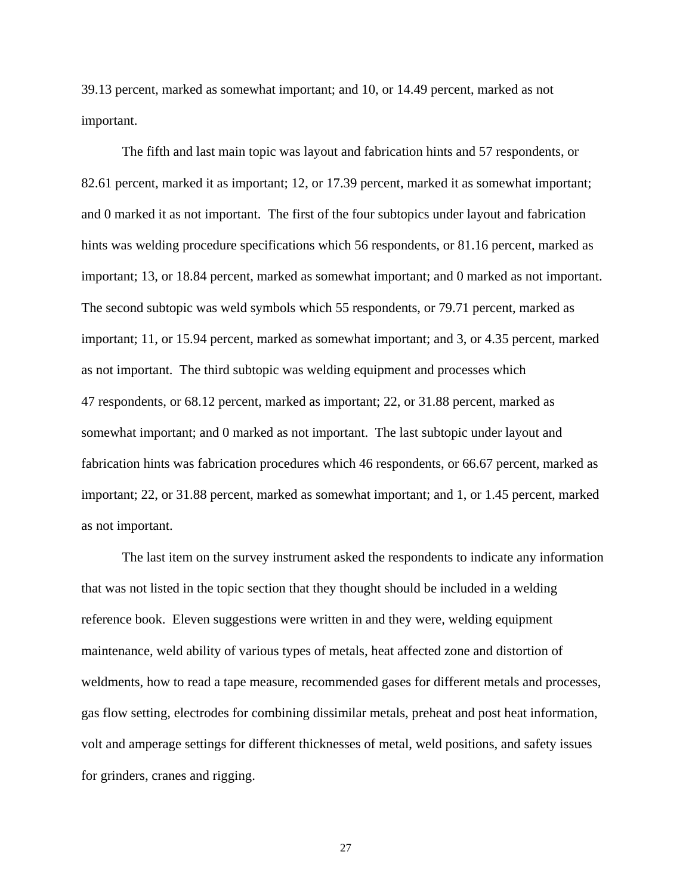39.13 percent, marked as somewhat important; and 10, or 14.49 percent, marked as not important.

The fifth and last main topic was layout and fabrication hints and 57 respondents, or 82.61 percent, marked it as important; 12, or 17.39 percent, marked it as somewhat important; and 0 marked it as not important. The first of the four subtopics under layout and fabrication hints was welding procedure specifications which 56 respondents, or 81.16 percent, marked as important; 13, or 18.84 percent, marked as somewhat important; and 0 marked as not important. The second subtopic was weld symbols which 55 respondents, or 79.71 percent, marked as important; 11, or 15.94 percent, marked as somewhat important; and 3, or 4.35 percent, marked as not important. The third subtopic was welding equipment and processes which 47 respondents, or 68.12 percent, marked as important; 22, or 31.88 percent, marked as somewhat important; and 0 marked as not important. The last subtopic under layout and fabrication hints was fabrication procedures which 46 respondents, or 66.67 percent, marked as important; 22, or 31.88 percent, marked as somewhat important; and 1, or 1.45 percent, marked as not important.

The last item on the survey instrument asked the respondents to indicate any information that was not listed in the topic section that they thought should be included in a welding reference book. Eleven suggestions were written in and they were, welding equipment maintenance, weld ability of various types of metals, heat affected zone and distortion of weldments, how to read a tape measure, recommended gases for different metals and processes, gas flow setting, electrodes for combining dissimilar metals, preheat and post heat information, volt and amperage settings for different thicknesses of metal, weld positions, and safety issues for grinders, cranes and rigging.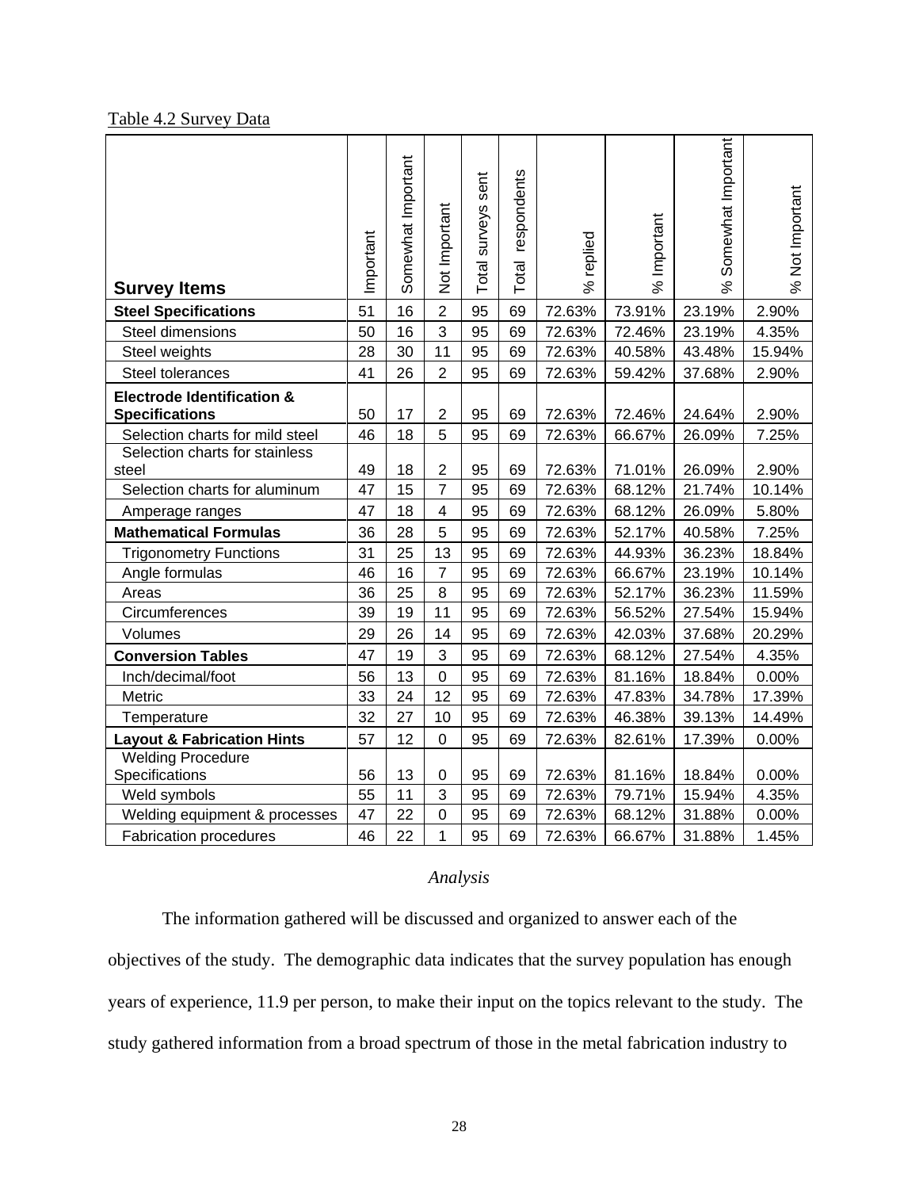Table 4.2 Survey Data

| Survey Items | Important | Somewhat Important | Not Important | Total surveys sent | Total respondents | % replied | % Important | % Somewhat Important | % Not Important |
|---|---|---|---|---|---|---|---|---|---|
| **Steel Specifications** | 51 | 16 | 2 | 95 | 69 | 72.63% | 73.91% | 23.19% | 2.90% |
| Steel dimensions | 50 | 16 | 3 | 95 | 69 | 72.63% | 72.46% | 23.19% | 4.35% |
| Steel weights | 28 | 30 | 11 | 95 | 69 | 72.63% | 40.58% | 43.48% | 15.94% |
| Steel tolerances | 41 | 26 | 2 | 95 | 69 | 72.63% | 59.42% | 37.68% | 2.90% |
| **Electrode Identification & Specifications** | 50 | 17 | 2 | 95 | 69 | 72.63% | 72.46% | 24.64% | 2.90% |
| Selection charts for mild steel | 46 | 18 | 5 | 95 | 69 | 72.63% | 66.67% | 26.09% | 7.25% |
| Selection charts for stainless steel | 49 | 18 | 2 | 95 | 69 | 72.63% | 71.01% | 26.09% | 2.90% |
| Selection charts for aluminum | 47 | 15 | 7 | 95 | 69 | 72.63% | 68.12% | 21.74% | 10.14% |
| Amperage ranges | 47 | 18 | 4 | 95 | 69 | 72.63% | 68.12% | 26.09% | 5.80% |
| **Mathematical Formulas** | 36 | 28 | 5 | 95 | 69 | 72.63% | 52.17% | 40.58% | 7.25% |
| Trigonometry Functions | 31 | 25 | 13 | 95 | 69 | 72.63% | 44.93% | 36.23% | 18.84% |
| Angle formulas | 46 | 16 | 7 | 95 | 69 | 72.63% | 66.67% | 23.19% | 10.14% |
| Areas | 36 | 25 | 8 | 95 | 69 | 72.63% | 52.17% | 36.23% | 11.59% |
| Circumferences | 39 | 19 | 11 | 95 | 69 | 72.63% | 56.52% | 27.54% | 15.94% |
| Volumes | 29 | 26 | 14 | 95 | 69 | 72.63% | 42.03% | 37.68% | 20.29% |
| **Conversion Tables** | 47 | 19 | 3 | 95 | 69 | 72.63% | 68.12% | 27.54% | 4.35% |
| Inch/decimal/foot | 56 | 13 | 0 | 95 | 69 | 72.63% | 81.16% | 18.84% | 0.00% |
| Metric | 33 | 24 | 12 | 95 | 69 | 72.63% | 47.83% | 34.78% | 17.39% |
| Temperature | 32 | 27 | 10 | 95 | 69 | 72.63% | 46.38% | 39.13% | 14.49% |
| **Layout & Fabrication Hints** | 57 | 12 | 0 | 95 | 69 | 72.63% | 82.61% | 17.39% | 0.00% |
| Welding Procedure Specifications | 56 | 13 | 0 | 95 | 69 | 72.63% | 81.16% | 18.84% | 0.00% |
| Weld symbols | 55 | 11 | 3 | 95 | 69 | 72.63% | 79.71% | 15.94% | 4.35% |
| Welding equipment & processes | 47 | 22 | 0 | 95 | 69 | 72.63% | 68.12% | 31.88% | 0.00% |
| Fabrication procedures | 46 | 22 | 1 | 95 | 69 | 72.63% | 66.67% | 31.88% | 1.45% |

### *Analysis*

The information gathered will be discussed and organized to answer each of the objectives of the study. The demographic data indicates that the survey population has enough years of experience, 11.9 per person, to make their input on the topics relevant to the study. The study gathered information from a broad spectrum of those in the metal fabrication industry to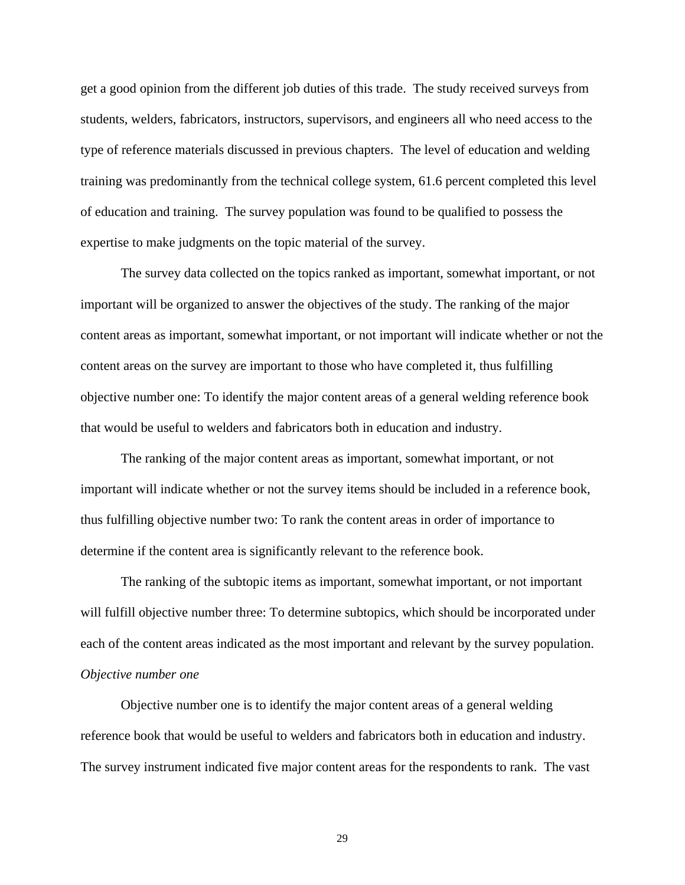get a good opinion from the different job duties of this trade. The study received surveys from students, welders, fabricators, instructors, supervisors, and engineers all who need access to the type of reference materials discussed in previous chapters. The level of education and welding training was predominantly from the technical college system, 61.6 percent completed this level of education and training. The survey population was found to be qualified to possess the expertise to make judgments on the topic material of the survey.

The survey data collected on the topics ranked as important, somewhat important, or not important will be organized to answer the objectives of the study. The ranking of the major content areas as important, somewhat important, or not important will indicate whether or not the content areas on the survey are important to those who have completed it, thus fulfilling objective number one: To identify the major content areas of a general welding reference book that would be useful to welders and fabricators both in education and industry.

The ranking of the major content areas as important, somewhat important, or not important will indicate whether or not the survey items should be included in a reference book, thus fulfilling objective number two: To rank the content areas in order of importance to determine if the content area is significantly relevant to the reference book.

The ranking of the subtopic items as important, somewhat important, or not important will fulfill objective number three: To determine subtopics, which should be incorporated under each of the content areas indicated as the most important and relevant by the survey population.

*Objective number one*

Objective number one is to identify the major content areas of a general welding reference book that would be useful to welders and fabricators both in education and industry. The survey instrument indicated five major content areas for the respondents to rank. The vast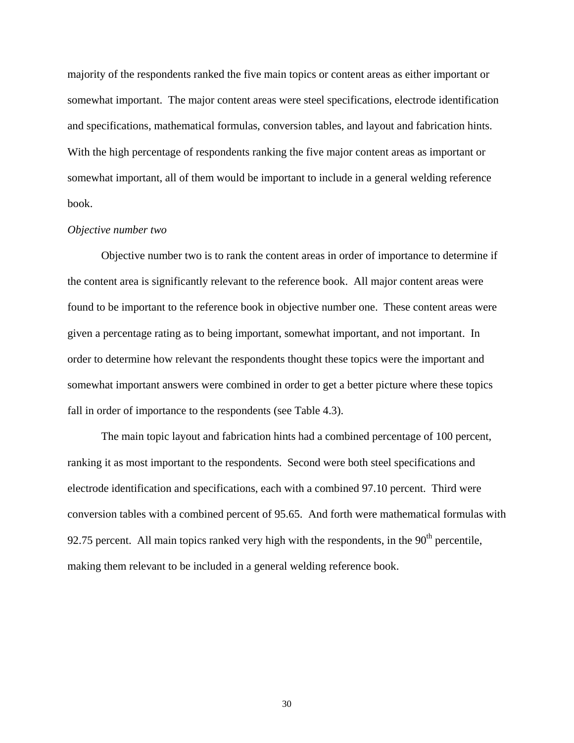majority of the respondents ranked the five main topics or content areas as either important or somewhat important. The major content areas were steel specifications, electrode identification and specifications, mathematical formulas, conversion tables, and layout and fabrication hints. With the high percentage of respondents ranking the five major content areas as important or somewhat important, all of them would be important to include in a general welding reference book.

*Objective number two*

Objective number two is to rank the content areas in order of importance to determine if the content area is significantly relevant to the reference book. All major content areas were found to be important to the reference book in objective number one. These content areas were given a percentage rating as to being important, somewhat important, and not important. In order to determine how relevant the respondents thought these topics were the important and somewhat important answers were combined in order to get a better picture where these topics fall in order of importance to the respondents (see Table 4.3).

The main topic layout and fabrication hints had a combined percentage of 100 percent, ranking it as most important to the respondents. Second were both steel specifications and electrode identification and specifications, each with a combined 97.10 percent. Third were conversion tables with a combined percent of 95.65. And forth were mathematical formulas with 92.75 percent. All main topics ranked very high with the respondents, in the $90^{th}$ percentile, making them relevant to be included in a general welding reference book.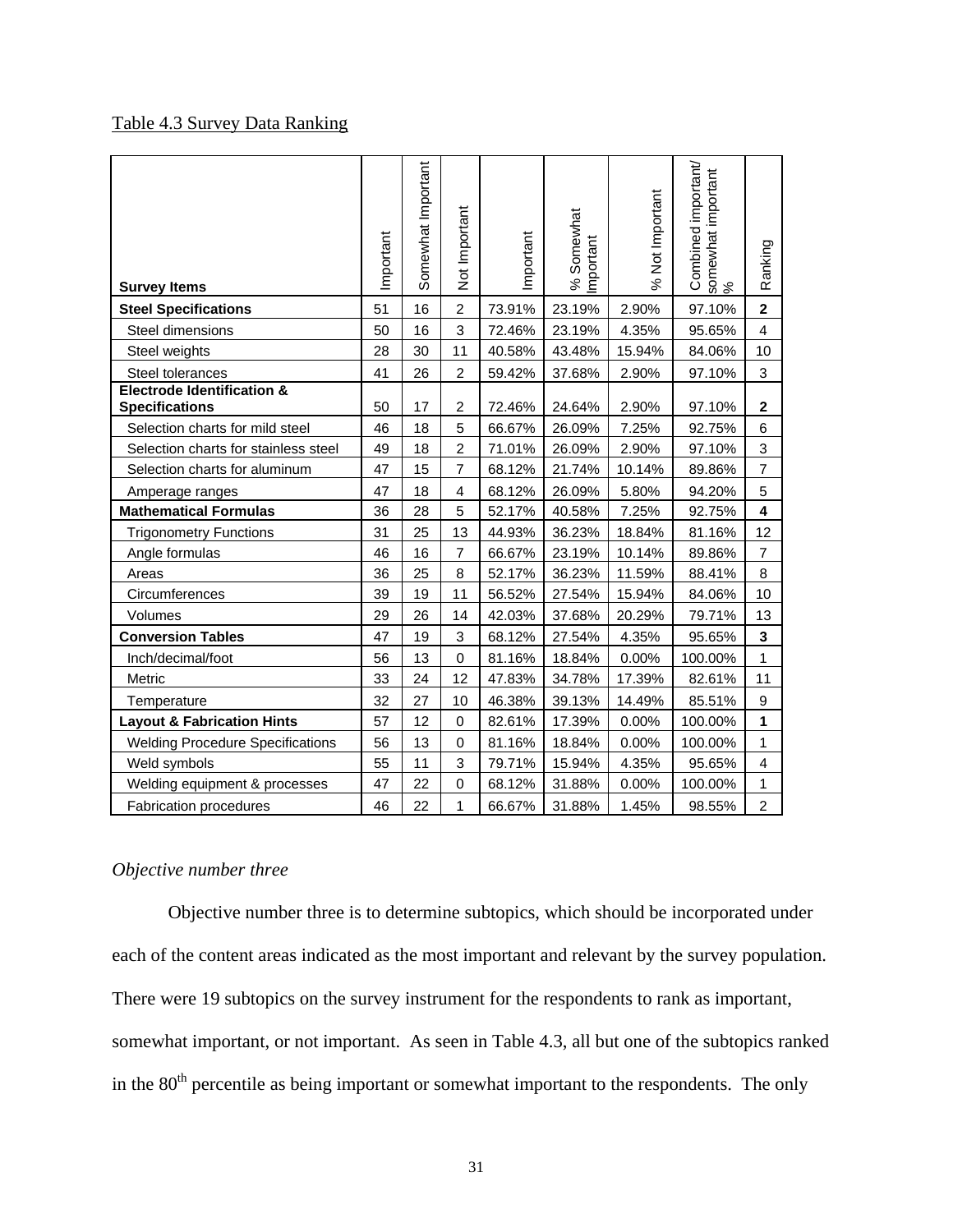Table 4.3 Survey Data Ranking

| Survey Items | Important | Somewhat Important | Not Important | Important | % Somewhat Important | % Not Important | Combined important/ somewhat important % | Ranking |
|---|---|---|---|---|---|---|---|---|
| **Steel Specifications** | 51 | 16 | 2 | 73.91% | 23.19% | 2.90% | 97.10% | **2** |
| Steel dimensions | 50 | 16 | 3 | 72.46% | 23.19% | 4.35% | 95.65% | 4 |
| Steel weights | 28 | 30 | 11 | 40.58% | 43.48% | 15.94% | 84.06% | 10 |
| Steel tolerances | 41 | 26 | 2 | 59.42% | 37.68% | 2.90% | 97.10% | 3 |
| **Electrode Identification & Specifications** | 50 | 17 | 2 | 72.46% | 24.64% | 2.90% | 97.10% | **2** |
| Selection charts for mild steel | 46 | 18 | 5 | 66.67% | 26.09% | 7.25% | 92.75% | 6 |
| Selection charts for stainless steel | 49 | 18 | 2 | 71.01% | 26.09% | 2.90% | 97.10% | 3 |
| Selection charts for aluminum | 47 | 15 | 7 | 68.12% | 21.74% | 10.14% | 89.86% | 7 |
| Amperage ranges | 47 | 18 | 4 | 68.12% | 26.09% | 5.80% | 94.20% | 5 |
| **Mathematical Formulas** | 36 | 28 | 5 | 52.17% | 40.58% | 7.25% | 92.75% | **4** |
| Trigonometry Functions | 31 | 25 | 13 | 44.93% | 36.23% | 18.84% | 81.16% | 12 |
| Angle formulas | 46 | 16 | 7 | 66.67% | 23.19% | 10.14% | 89.86% | 7 |
| Areas | 36 | 25 | 8 | 52.17% | 36.23% | 11.59% | 88.41% | 8 |
| Circumferences | 39 | 19 | 11 | 56.52% | 27.54% | 15.94% | 84.06% | 10 |
| Volumes | 29 | 26 | 14 | 42.03% | 37.68% | 20.29% | 79.71% | 13 |
| **Conversion Tables** | 47 | 19 | 3 | 68.12% | 27.54% | 4.35% | 95.65% | **3** |
| Inch/decimal/foot | 56 | 13 | 0 | 81.16% | 18.84% | 0.00% | 100.00% | 1 |
| Metric | 33 | 24 | 12 | 47.83% | 34.78% | 17.39% | 82.61% | 11 |
| Temperature | 32 | 27 | 10 | 46.38% | 39.13% | 14.49% | 85.51% | 9 |
| **Layout & Fabrication Hints** | 57 | 12 | 0 | 82.61% | 17.39% | 0.00% | 100.00% | **1** |
| Welding Procedure Specifications | 56 | 13 | 0 | 81.16% | 18.84% | 0.00% | 100.00% | 1 |
| Weld symbols | 55 | 11 | 3 | 79.71% | 15.94% | 4.35% | 95.65% | 4 |
| Welding equipment & processes | 47 | 22 | 0 | 68.12% | 31.88% | 0.00% | 100.00% | 1 |
| Fabrication procedures | 46 | 22 | 1 | 66.67% | 31.88% | 1.45% | 98.55% | 2 |

*Objective number three*

Objective number three is to determine subtopics, which should be incorporated under each of the content areas indicated as the most important and relevant by the survey population. There were 19 subtopics on the survey instrument for the respondents to rank as important, somewhat important, or not important. As seen in Table 4.3, all but one of the subtopics ranked in the $80^{th}$ percentile as being important or somewhat important to the respondents. The only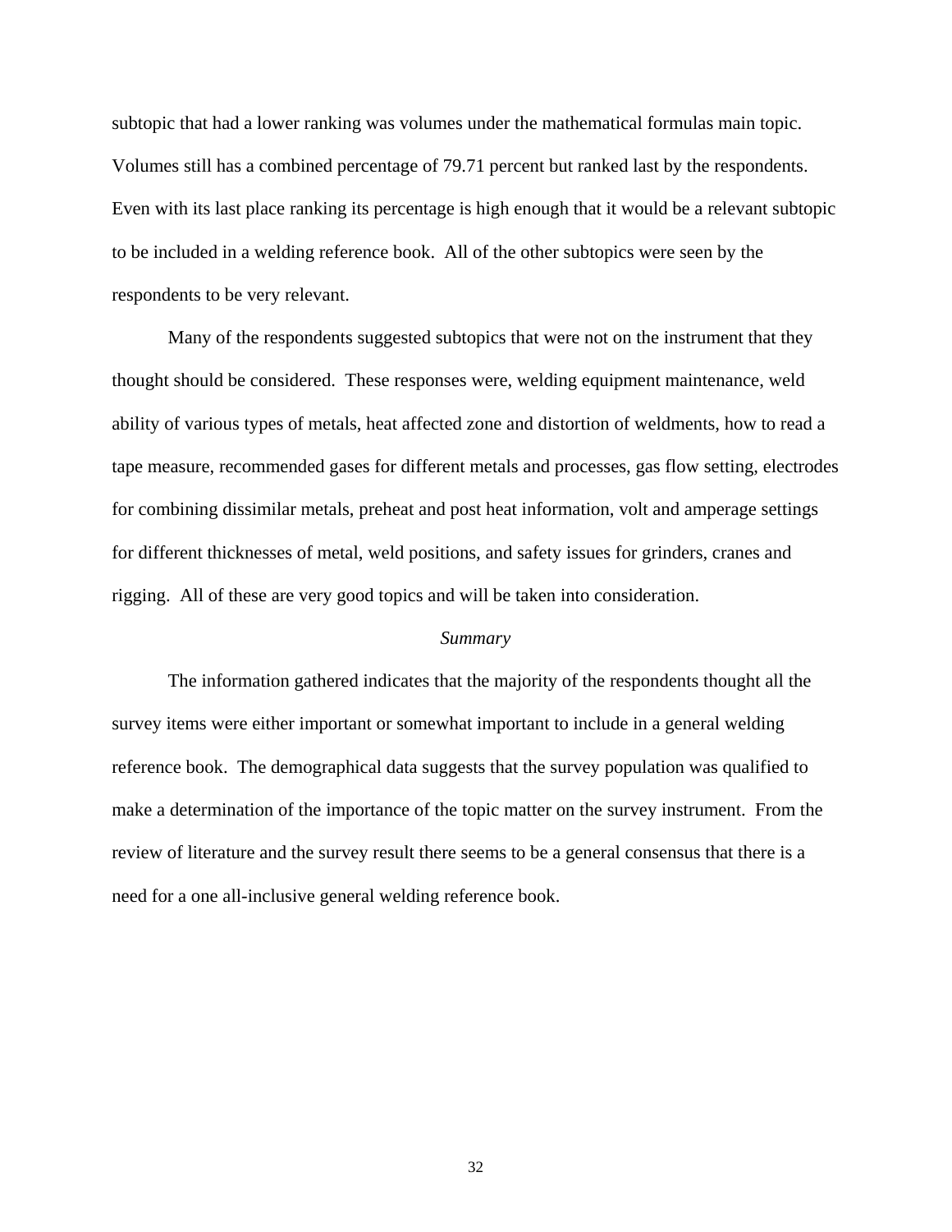subtopic that had a lower ranking was volumes under the mathematical formulas main topic. Volumes still has a combined percentage of 79.71 percent but ranked last by the respondents. Even with its last place ranking its percentage is high enough that it would be a relevant subtopic to be included in a welding reference book. All of the other subtopics were seen by the respondents to be very relevant.

Many of the respondents suggested subtopics that were not on the instrument that they thought should be considered. These responses were, welding equipment maintenance, weld ability of various types of metals, heat affected zone and distortion of weldments, how to read a tape measure, recommended gases for different metals and processes, gas flow setting, electrodes for combining dissimilar metals, preheat and post heat information, volt and amperage settings for different thicknesses of metal, weld positions, and safety issues for grinders, cranes and rigging. All of these are very good topics and will be taken into consideration.

### *Summary*

The information gathered indicates that the majority of the respondents thought all the survey items were either important or somewhat important to include in a general welding reference book. The demographical data suggests that the survey population was qualified to make a determination of the importance of the topic matter on the survey instrument. From the review of literature and the survey result there seems to be a general consensus that there is a need for a one all-inclusive general welding reference book.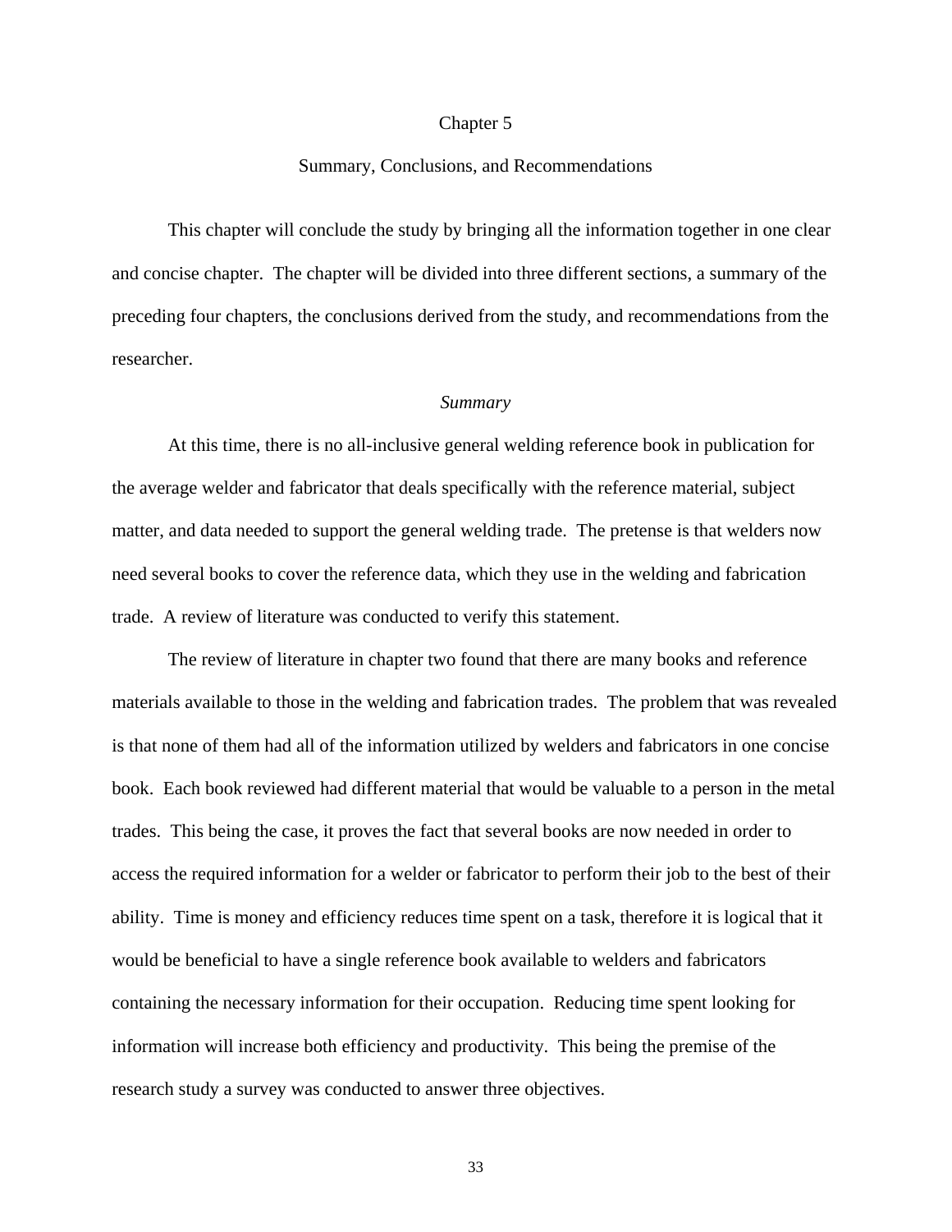# Chapter 5

## Summary, Conclusions, and Recommendations

This chapter will conclude the study by bringing all the information together in one clear and concise chapter. The chapter will be divided into three different sections, a summary of the preceding four chapters, the conclusions derived from the study, and recommendations from the researcher.

### *Summary*

At this time, there is no all-inclusive general welding reference book in publication for the average welder and fabricator that deals specifically with the reference material, subject matter, and data needed to support the general welding trade. The pretense is that welders now need several books to cover the reference data, which they use in the welding and fabrication trade. A review of literature was conducted to verify this statement.

The review of literature in chapter two found that there are many books and reference materials available to those in the welding and fabrication trades. The problem that was revealed is that none of them had all of the information utilized by welders and fabricators in one concise book. Each book reviewed had different material that would be valuable to a person in the metal trades. This being the case, it proves the fact that several books are now needed in order to access the required information for a welder or fabricator to perform their job to the best of their ability. Time is money and efficiency reduces time spent on a task, therefore it is logical that it would be beneficial to have a single reference book available to welders and fabricators containing the necessary information for their occupation. Reducing time spent looking for information will increase both efficiency and productivity. This being the premise of the research study a survey was conducted to answer three objectives.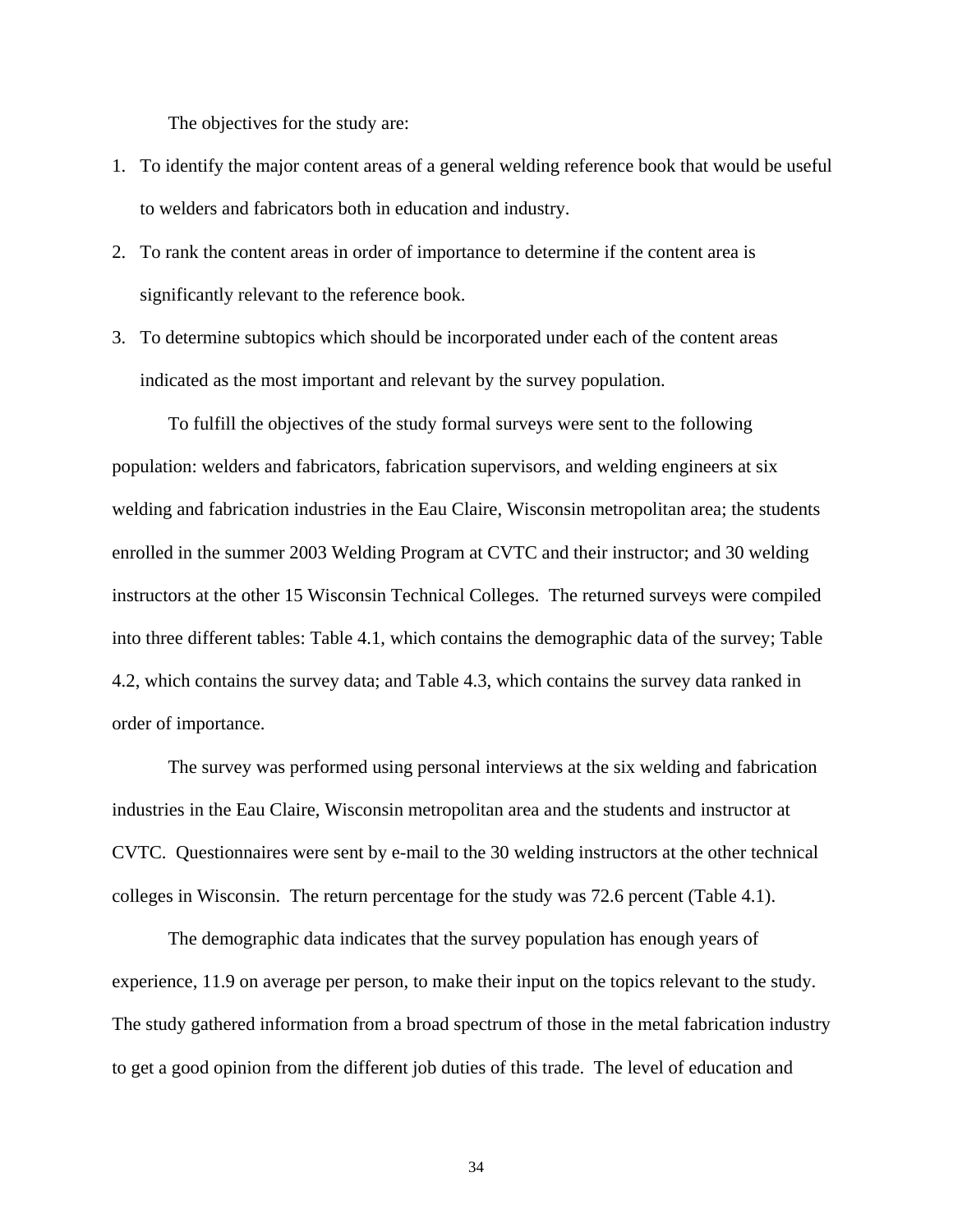The objectives for the study are:

1. To identify the major content areas of a general welding reference book that would be useful to welders and fabricators both in education and industry.
2. To rank the content areas in order of importance to determine if the content area is significantly relevant to the reference book.
3. To determine subtopics which should be incorporated under each of the content areas indicated as the most important and relevant by the survey population.

To fulfill the objectives of the study formal surveys were sent to the following population: welders and fabricators, fabrication supervisors, and welding engineers at six welding and fabrication industries in the Eau Claire, Wisconsin metropolitan area; the students enrolled in the summer 2003 Welding Program at CVTC and their instructor; and 30 welding instructors at the other 15 Wisconsin Technical Colleges. The returned surveys were compiled into three different tables: Table 4.1, which contains the demographic data of the survey; Table 4.2, which contains the survey data; and Table 4.3, which contains the survey data ranked in order of importance.

The survey was performed using personal interviews at the six welding and fabrication industries in the Eau Claire, Wisconsin metropolitan area and the students and instructor at CVTC. Questionnaires were sent by e-mail to the 30 welding instructors at the other technical colleges in Wisconsin. The return percentage for the study was 72.6 percent (Table 4.1).

The demographic data indicates that the survey population has enough years of experience, 11.9 on average per person, to make their input on the topics relevant to the study. The study gathered information from a broad spectrum of those in the metal fabrication industry to get a good opinion from the different job duties of this trade. The level of education and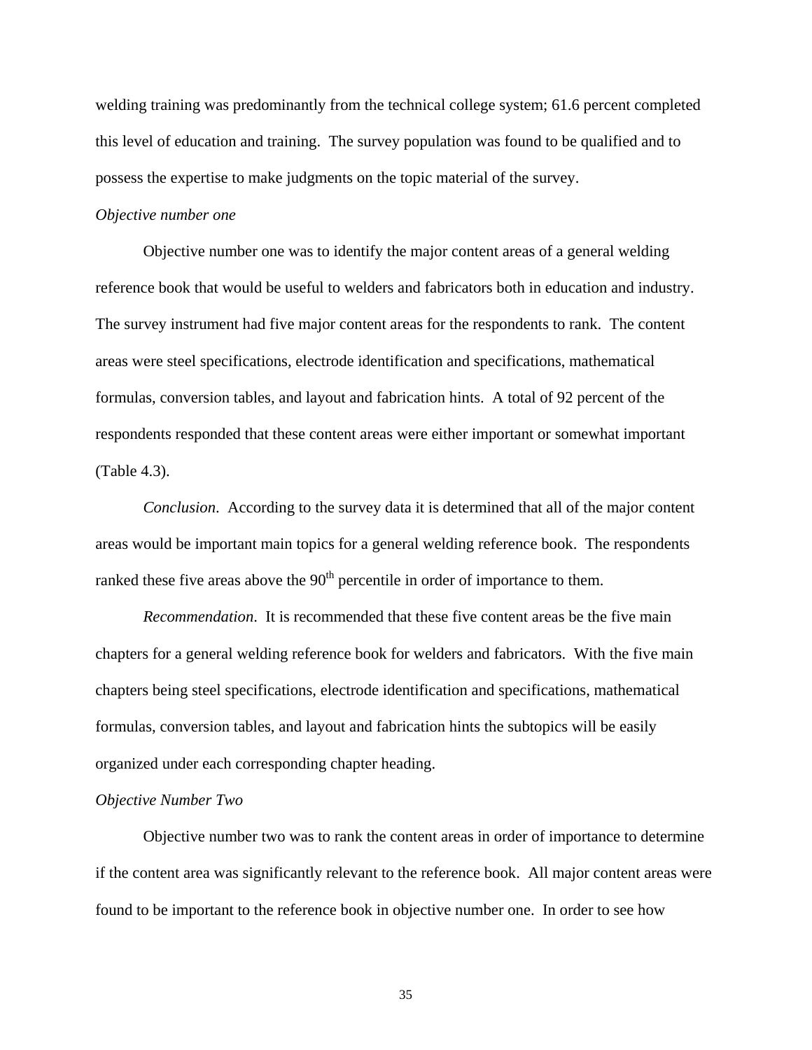welding training was predominantly from the technical college system; 61.6 percent completed this level of education and training. The survey population was found to be qualified and to possess the expertise to make judgments on the topic material of the survey.

*Objective number one*

Objective number one was to identify the major content areas of a general welding reference book that would be useful to welders and fabricators both in education and industry. The survey instrument had five major content areas for the respondents to rank. The content areas were steel specifications, electrode identification and specifications, mathematical formulas, conversion tables, and layout and fabrication hints. A total of 92 percent of the respondents responded that these content areas were either important or somewhat important (Table 4.3).

*Conclusion*. According to the survey data it is determined that all of the major content areas would be important main topics for a general welding reference book. The respondents ranked these five areas above the 90th percentile in order of importance to them.

*Recommendation*. It is recommended that these five content areas be the five main chapters for a general welding reference book for welders and fabricators. With the five main chapters being steel specifications, electrode identification and specifications, mathematical formulas, conversion tables, and layout and fabrication hints the subtopics will be easily organized under each corresponding chapter heading.

*Objective Number Two*

Objective number two was to rank the content areas in order of importance to determine if the content area was significantly relevant to the reference book. All major content areas were found to be important to the reference book in objective number one. In order to see how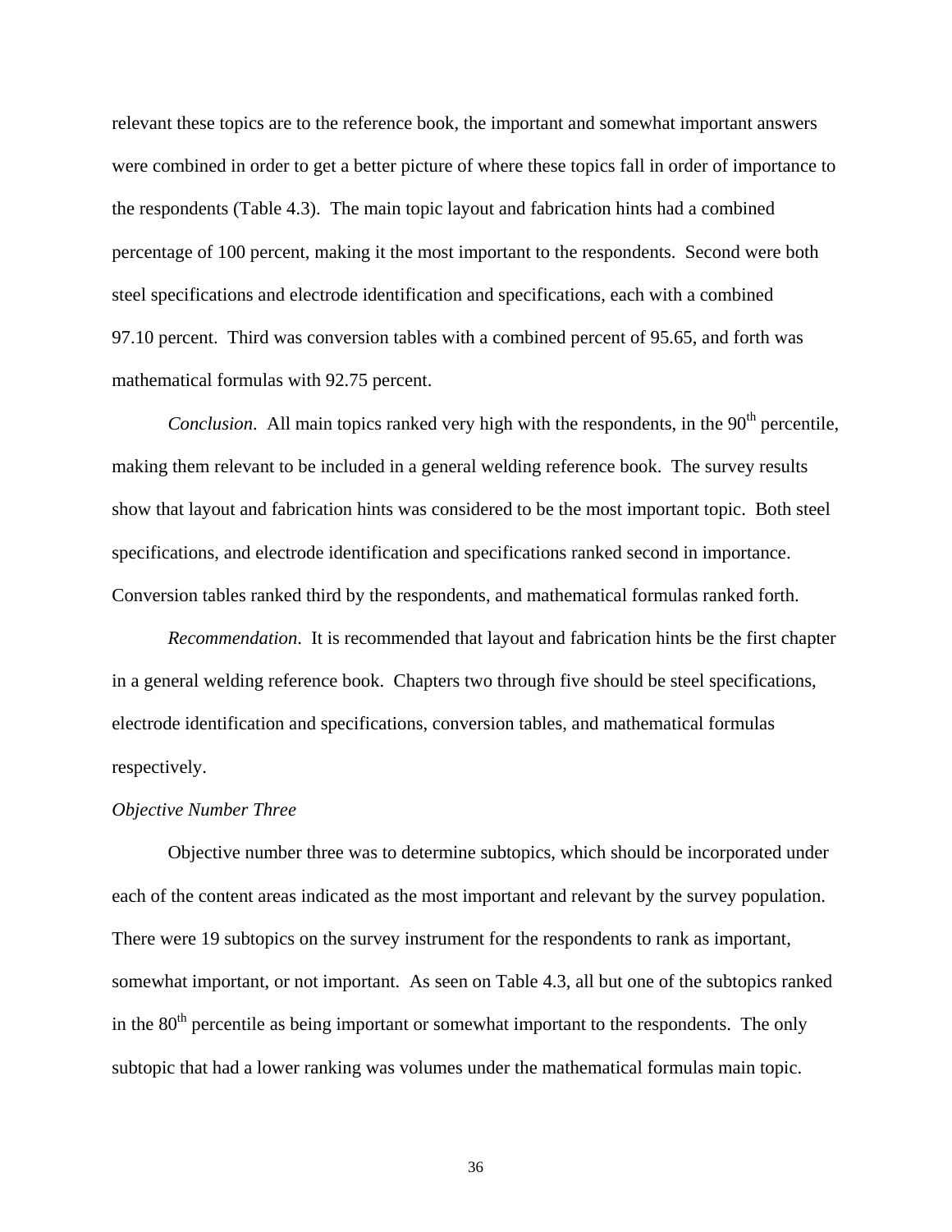relevant these topics are to the reference book, the important and somewhat important answers were combined in order to get a better picture of where these topics fall in order of importance to the respondents (Table 4.3). The main topic layout and fabrication hints had a combined percentage of 100 percent, making it the most important to the respondents. Second were both steel specifications and electrode identification and specifications, each with a combined 97.10 percent. Third was conversion tables with a combined percent of 95.65, and forth was mathematical formulas with 92.75 percent.

*Conclusion*. All main topics ranked very high with the respondents, in the 90th percentile, making them relevant to be included in a general welding reference book. The survey results show that layout and fabrication hints was considered to be the most important topic. Both steel specifications, and electrode identification and specifications ranked second in importance. Conversion tables ranked third by the respondents, and mathematical formulas ranked forth.

*Recommendation*. It is recommended that layout and fabrication hints be the first chapter in a general welding reference book. Chapters two through five should be steel specifications, electrode identification and specifications, conversion tables, and mathematical formulas respectively.

*Objective Number Three*

Objective number three was to determine subtopics, which should be incorporated under each of the content areas indicated as the most important and relevant by the survey population. There were 19 subtopics on the survey instrument for the respondents to rank as important, somewhat important, or not important. As seen on Table 4.3, all but one of the subtopics ranked in the 80th percentile as being important or somewhat important to the respondents. The only subtopic that had a lower ranking was volumes under the mathematical formulas main topic.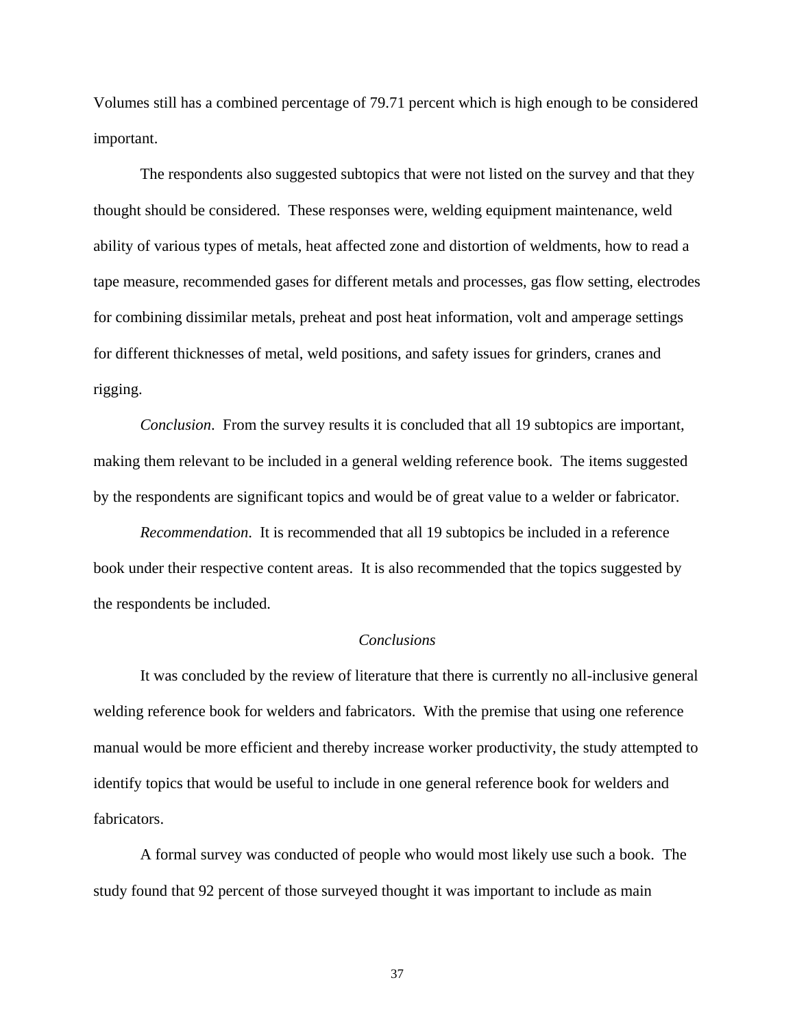Volumes still has a combined percentage of 79.71 percent which is high enough to be considered important.

The respondents also suggested subtopics that were not listed on the survey and that they thought should be considered. These responses were, welding equipment maintenance, weld ability of various types of metals, heat affected zone and distortion of weldments, how to read a tape measure, recommended gases for different metals and processes, gas flow setting, electrodes for combining dissimilar metals, preheat and post heat information, volt and amperage settings for different thicknesses of metal, weld positions, and safety issues for grinders, cranes and rigging.

*Conclusion*. From the survey results it is concluded that all 19 subtopics are important, making them relevant to be included in a general welding reference book. The items suggested by the respondents are significant topics and would be of great value to a welder or fabricator.

*Recommendation*. It is recommended that all 19 subtopics be included in a reference book under their respective content areas. It is also recommended that the topics suggested by the respondents be included.

### *Conclusions*

It was concluded by the review of literature that there is currently no all-inclusive general welding reference book for welders and fabricators. With the premise that using one reference manual would be more efficient and thereby increase worker productivity, the study attempted to identify topics that would be useful to include in one general reference book for welders and fabricators.

A formal survey was conducted of people who would most likely use such a book. The study found that 92 percent of those surveyed thought it was important to include as main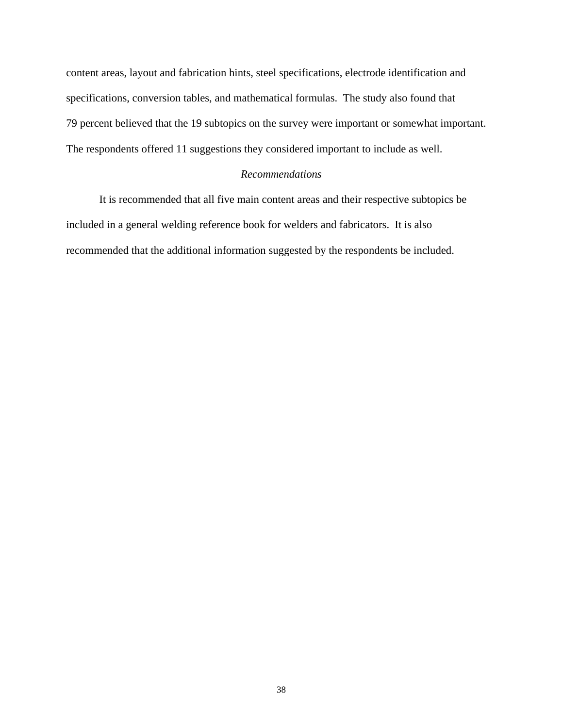content areas, layout and fabrication hints, steel specifications, electrode identification and specifications, conversion tables, and mathematical formulas. The study also found that 79 percent believed that the 19 subtopics on the survey were important or somewhat important. The respondents offered 11 suggestions they considered important to include as well.

### *Recommendations*

It is recommended that all five main content areas and their respective subtopics be included in a general welding reference book for welders and fabricators. It is also recommended that the additional information suggested by the respondents be included.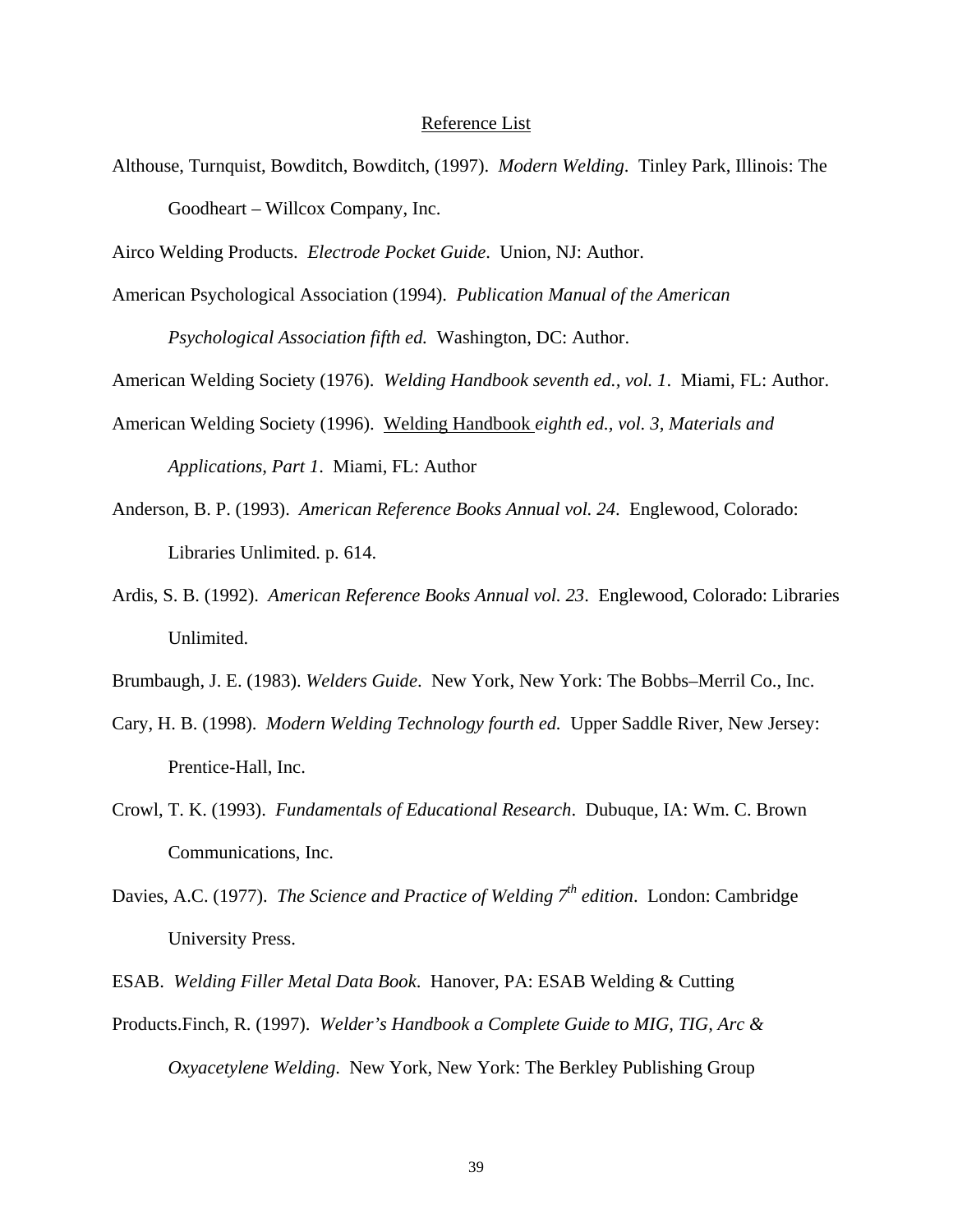## Reference List

Althouse, Turnquist, Bowditch, Bowditch, (1997). *Modern Welding*. Tinley Park, Illinois: The Goodheart – Willcox Company, Inc.

Airco Welding Products. *Electrode Pocket Guide*. Union, NJ: Author.

American Psychological Association (1994). *Publication Manual of the American Psychological Association fifth ed.* Washington, DC: Author.

American Welding Society (1976). *Welding Handbook seventh ed., vol. 1*. Miami, FL: Author.

American Welding Society (1996). Welding Handbook *eighth ed., vol. 3, Materials and Applications, Part 1*. Miami, FL: Author

Anderson, B. P. (1993). *American Reference Books Annual vol. 24*. Englewood, Colorado: Libraries Unlimited. p. 614.

Ardis, S. B. (1992). *American Reference Books Annual vol. 23*. Englewood, Colorado: Libraries Unlimited.

Brumbaugh, J. E. (1983). *Welders Guide*. New York, New York: The Bobbs–Merril Co., Inc.

Cary, H. B. (1998). *Modern Welding Technology fourth ed.* Upper Saddle River, New Jersey: Prentice-Hall, Inc.

Crowl, T. K. (1993). *Fundamentals of Educational Research*. Dubuque, IA: Wm. C. Brown Communications, Inc.

Davies, A.C. (1977). *The Science and Practice of Welding 7th edition*. London: Cambridge University Press.

ESAB. *Welding Filler Metal Data Book*. Hanover, PA: ESAB Welding & Cutting Products.Finch, R. (1997). *Welder's Handbook a Complete Guide to MIG, TIG, Arc & Oxyacetylene Welding*. New York, New York: The Berkley Publishing Group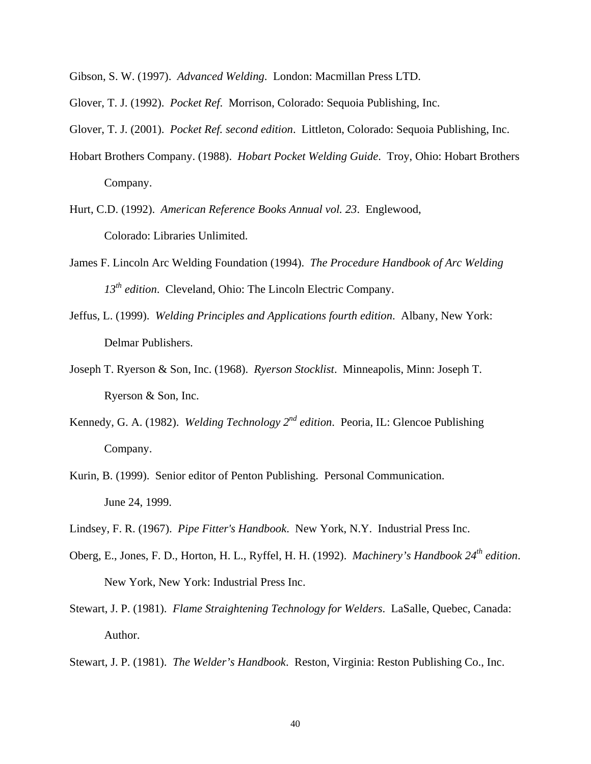Gibson, S. W. (1997). *Advanced Welding*. London: Macmillan Press LTD.

Glover, T. J. (1992). *Pocket Ref*. Morrison, Colorado: Sequoia Publishing, Inc.

Glover, T. J. (2001). *Pocket Ref. second edition*. Littleton, Colorado: Sequoia Publishing, Inc.

Hobart Brothers Company. (1988). *Hobart Pocket Welding Guide*. Troy, Ohio: Hobart Brothers Company.

Hurt, C.D. (1992). *American Reference Books Annual vol. 23*. Englewood, Colorado: Libraries Unlimited.

James F. Lincoln Arc Welding Foundation (1994). *The Procedure Handbook of Arc Welding 13th edition*. Cleveland, Ohio: The Lincoln Electric Company.

Jeffus, L. (1999). *Welding Principles and Applications fourth edition*. Albany, New York: Delmar Publishers.

Joseph T. Ryerson & Son, Inc. (1968). *Ryerson Stocklist*. Minneapolis, Minn: Joseph T. Ryerson & Son, Inc.

Kennedy, G. A. (1982). *Welding Technology 2nd edition*. Peoria, IL: Glencoe Publishing Company.

Kurin, B. (1999). Senior editor of Penton Publishing. Personal Communication. June 24, 1999.

Lindsey, F. R. (1967). *Pipe Fitter's Handbook*. New York, N.Y. Industrial Press Inc.

Oberg, E., Jones, F. D., Horton, H. L., Ryffel, H. H. (1992). *Machinery's Handbook 24th edition*. New York, New York: Industrial Press Inc.

Stewart, J. P. (1981). *Flame Straightening Technology for Welders*. LaSalle, Quebec, Canada: Author.

Stewart, J. P. (1981). *The Welder's Handbook*. Reston, Virginia: Reston Publishing Co., Inc.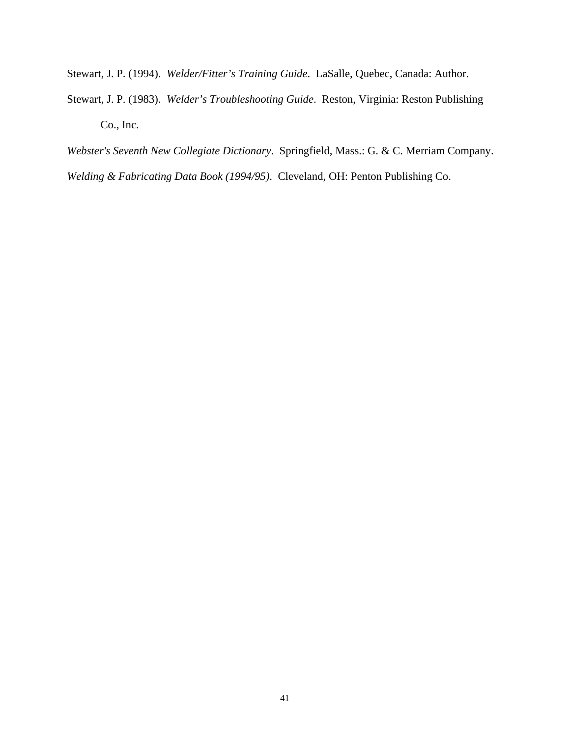Stewart, J. P. (1994). *Welder/Fitter's Training Guide*. LaSalle, Quebec, Canada: Author.

Stewart, J. P. (1983). *Welder's Troubleshooting Guide*. Reston, Virginia: Reston Publishing Co., Inc.

*Webster's Seventh New Collegiate Dictionary*. Springfield, Mass.: G. & C. Merriam Company.

*Welding & Fabricating Data Book (1994/95)*. Cleveland, OH: Penton Publishing Co.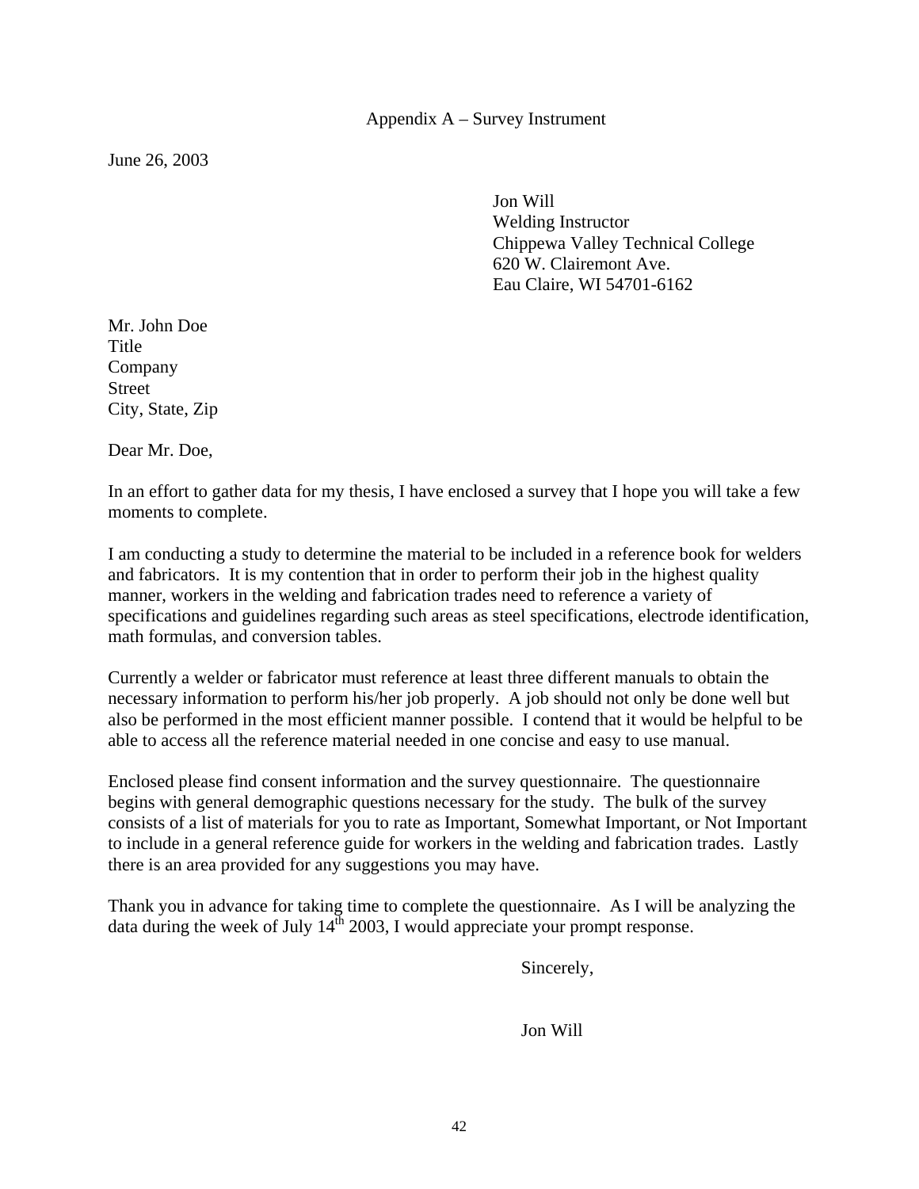# Appendix A – Survey Instrument

June 26, 2003

Jon Will
Welding Instructor
Chippewa Valley Technical College
620 W. Clairemont Ave.
Eau Claire, WI 54701-6162

Mr. John Doe
Title
Company
Street
City, State, Zip

Dear Mr. Doe,

In an effort to gather data for my thesis, I have enclosed a survey that I hope you will take a few moments to complete.

I am conducting a study to determine the material to be included in a reference book for welders and fabricators. It is my contention that in order to perform their job in the highest quality manner, workers in the welding and fabrication trades need to reference a variety of specifications and guidelines regarding such areas as steel specifications, electrode identification, math formulas, and conversion tables.

Currently a welder or fabricator must reference at least three different manuals to obtain the necessary information to perform his/her job properly. A job should not only be done well but also be performed in the most efficient manner possible. I contend that it would be helpful to be able to access all the reference material needed in one concise and easy to use manual.

Enclosed please find consent information and the survey questionnaire. The questionnaire begins with general demographic questions necessary for the study. The bulk of the survey consists of a list of materials for you to rate as Important, Somewhat Important, or Not Important to include in a general reference guide for workers in the welding and fabrication trades. Lastly there is an area provided for any suggestions you may have.

Thank you in advance for taking time to complete the questionnaire. As I will be analyzing the data during the week of July 14th 2003, I would appreciate your prompt response.

Sincerely,

Jon Will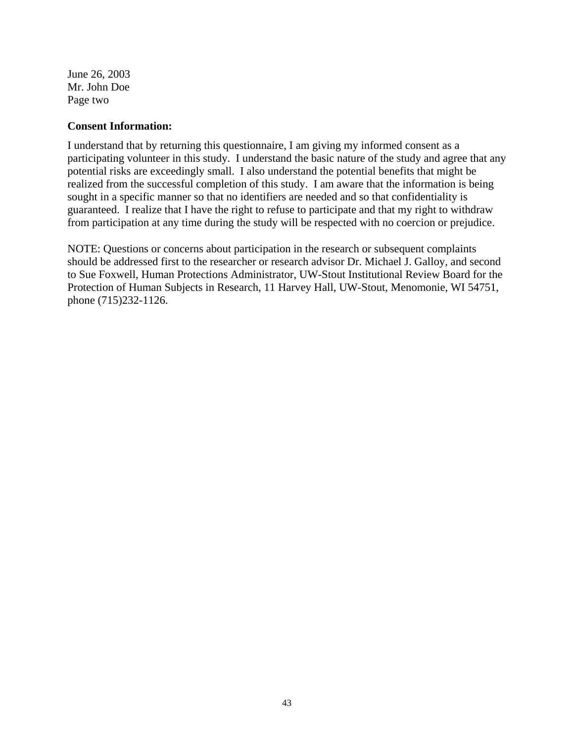June 26, 2003
Mr. John Doe
Page two

**Consent Information:**

I understand that by returning this questionnaire, I am giving my informed consent as a participating volunteer in this study. I understand the basic nature of the study and agree that any potential risks are exceedingly small. I also understand the potential benefits that might be realized from the successful completion of this study. I am aware that the information is being sought in a specific manner so that no identifiers are needed and so that confidentiality is guaranteed. I realize that I have the right to refuse to participate and that my right to withdraw from participation at any time during the study will be respected with no coercion or prejudice.

NOTE: Questions or concerns about participation in the research or subsequent complaints should be addressed first to the researcher or research advisor Dr. Michael J. Galloy, and second to Sue Foxwell, Human Protections Administrator, UW-Stout Institutional Review Board for the Protection of Human Subjects in Research, 11 Harvey Hall, UW-Stout, Menomonie, WI 54751, phone (715)232-1126.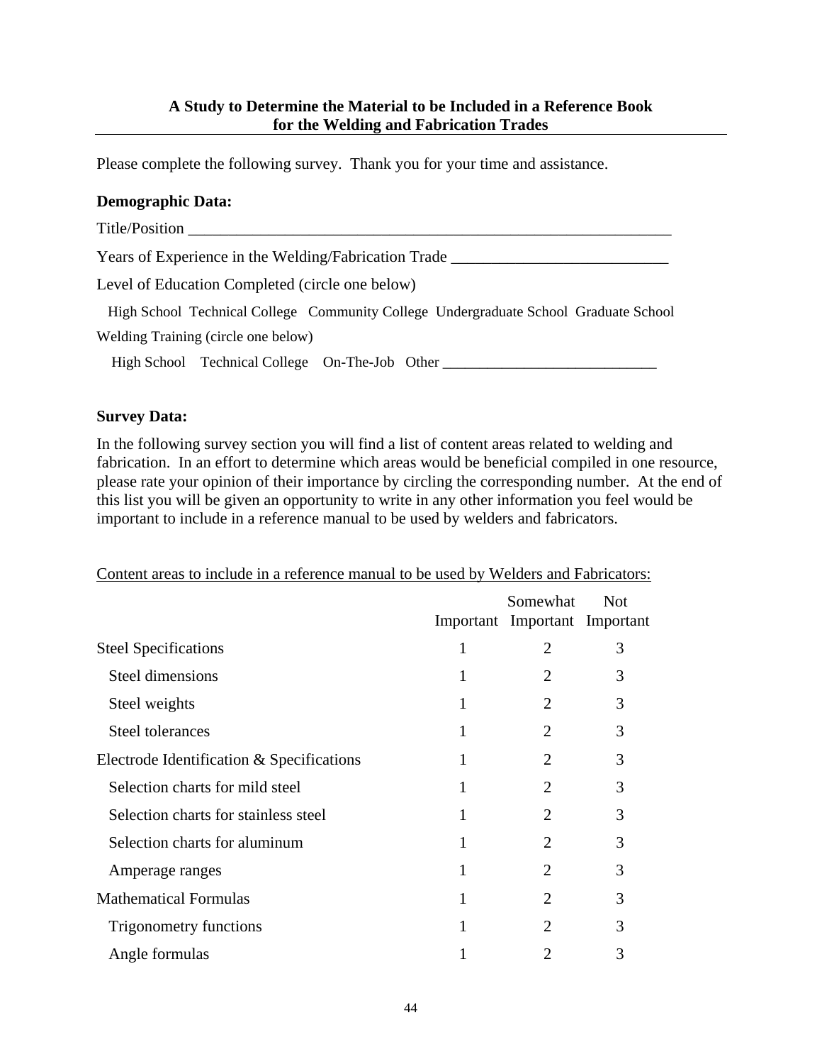**A Study to Determine the Material to be Included in a Reference Book for the Welding and Fabrication Trades**

Please complete the following survey. Thank you for your time and assistance.

**Demographic Data:**

Title/Position ____________________________________________________________

Years of Experience in the Welding/Fabrication Trade ___________________________

Level of Education Completed (circle one below)

High School Technical College Community College Undergraduate School Graduate School

Welding Training (circle one below)

High School Technical College On-The-Job Other _____________________________

**Survey Data:**

In the following survey section you will find a list of content areas related to welding and fabrication. In an effort to determine which areas would be beneficial compiled in one resource, please rate your opinion of their importance by circling the corresponding number. At the end of this list you will be given an opportunity to write in any other information you feel would be important to include in a reference manual to be used by welders and fabricators.

Content areas to include in a reference manual to be used by Welders and Fabricators:

| | Important | Somewhat Important | Not Important |
|---|---|---|---|
| Steel Specifications | 1 | 2 | 3 |
| Steel dimensions | 1 | 2 | 3 |
| Steel weights | 1 | 2 | 3 |
| Steel tolerances | 1 | 2 | 3 |
| Electrode Identification & Specifications | 1 | 2 | 3 |
| Selection charts for mild steel | 1 | 2 | 3 |
| Selection charts for stainless steel | 1 | 2 | 3 |
| Selection charts for aluminum | 1 | 2 | 3 |
| Amperage ranges | 1 | 2 | 3 |
| Mathematical Formulas | 1 | 2 | 3 |
| Trigonometry functions | 1 | 2 | 3 |
| Angle formulas | 1 | 2 | 3 |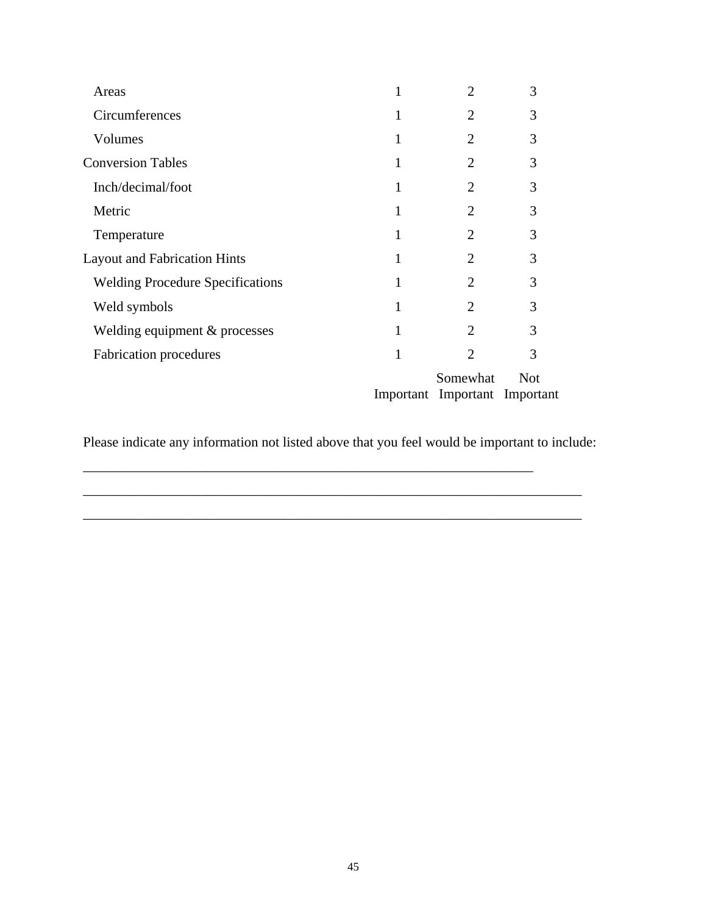| | Important | Somewhat Important | Not Important |
|---|---|---|---|
| Areas | 1 | 2 | 3 |
| Circumferences | 1 | 2 | 3 |
| Volumes | 1 | 2 | 3 |
| Conversion Tables | 1 | 2 | 3 |
| Inch/decimal/foot | 1 | 2 | 3 |
| Metric | 1 | 2 | 3 |
| Temperature | 1 | 2 | 3 |
| Layout and Fabrication Hints | 1 | 2 | 3 |
| Welding Procedure Specifications | 1 | 2 | 3 |
| Weld symbols | 1 | 2 | 3 |
| Welding equipment & processes | 1 | 2 | 3 |
| Fabrication procedures | 1 | 2 | 3 |

Please indicate any information not listed above that you feel would be important to include:

___________________________________________________________________

___________________________________________________________________

___________________________________________________________________